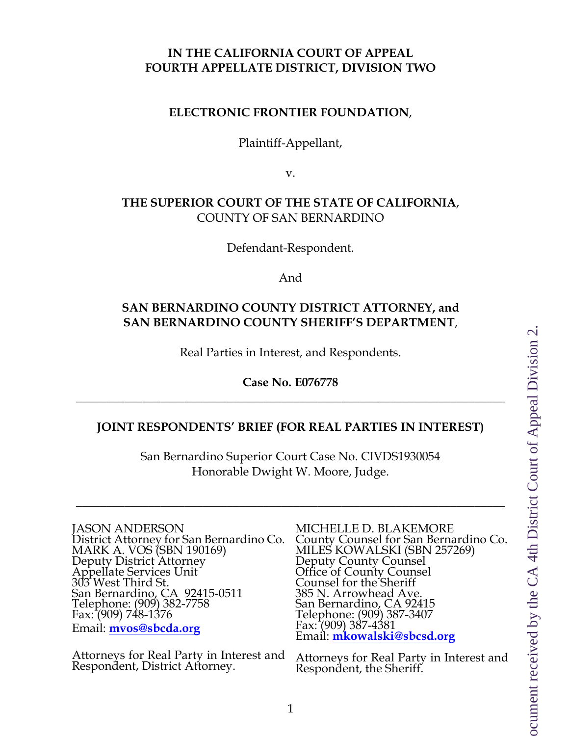**IN THE CALIFORNIA COURT OF APPEAL**
**FOURTH APPELLATE DISTRICT, DIVISION TWO**

**ELECTRONIC FRONTIER FOUNDATION**,

Plaintiff-Appellant,

v.

**THE SUPERIOR COURT OF THE STATE OF CALIFORNIA**,
COUNTY OF SAN BERNARDINO

Defendant-Respondent.

And

**SAN BERNARDINO COUNTY DISTRICT ATTORNEY, and SAN BERNARDINO COUNTY SHERIFF'S DEPARTMENT**,

Real Parties in Interest, and Respondents.

**Case No. E076778**

---

**JOINT RESPONDENTS' BRIEF (FOR REAL PARTIES IN INTEREST)**

San Bernardino Superior Court Case No. CIVDS1930054
Honorable Dwight W. Moore, Judge.

---

JASON ANDERSON
District Attorney for San Bernardino Co.
MARK A. VOS (SBN 190169)
Deputy District Attorney
Appellate Services Unit
303 West Third St.
San Bernardino, CA 92415-0511
Telephone: (909) 382-7758
Fax: (909) 748-1376
Email: **mvos@sbcda.org**

Attorneys for Real Party in Interest and Respondent, District Attorney.

MICHELLE D. BLAKEMORE
County Counsel for San Bernardino Co.
MILES KOWALSKI (SBN 257269)
Deputy County Counsel
Office of County Counsel
Counsel for the Sheriff
385 N. Arrowhead Ave.
San Bernardino, CA 92415
Telephone: (909) 387-3407
Fax: (909) 387-4381
Email: **mkowalski@sbcsd.org**

Attorneys for Real Party in Interest and Respondent, the Sheriff.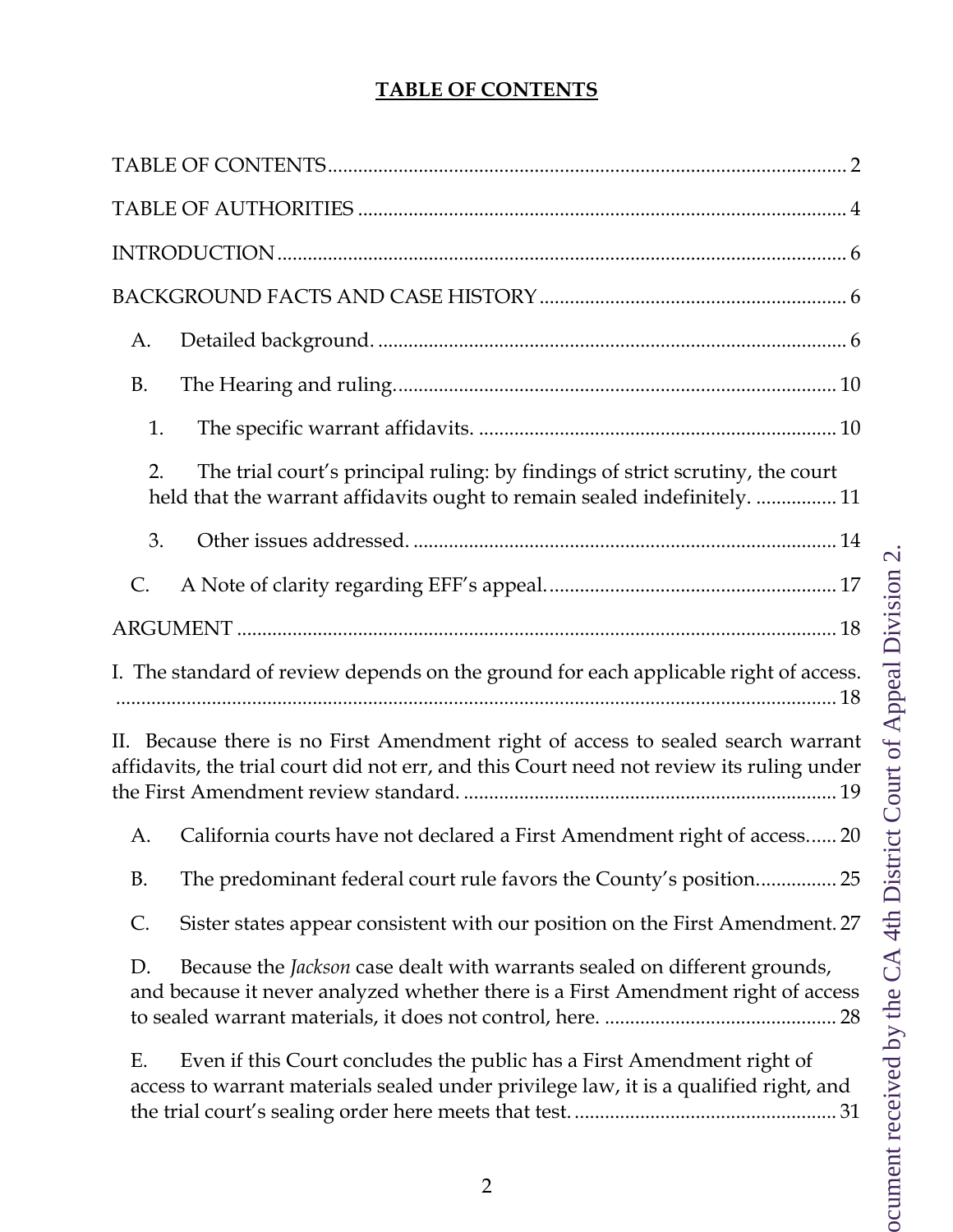## TABLE OF CONTENTS

TABLE OF CONTENTS ........................................................................................................ 2

TABLE OF AUTHORITIES ................................................................................................. 4

INTRODUCTION ................................................................................................................ 6

BACKGROUND FACTS AND CASE HISTORY ............................................................. 6

A. Detailed background. ............................................................................................. 6

B. The Hearing and ruling. ......................................................................................... 10

1. The specific warrant affidavits. ....................................................................... 10

2. The trial court's principal ruling: by findings of strict scrutiny, the court held that the warrant affidavits ought to remain sealed indefinitely. ................ 11

3. Other issues addressed. .................................................................................... 14

C. A Note of clarity regarding EFF's appeal. ......................................................... 17

ARGUMENT ....................................................................................................................... 18

I. The standard of review depends on the ground for each applicable right of access. ............................................................................................................................... 18

II. Because there is no First Amendment right of access to sealed search warrant affidavits, the trial court did not err, and this Court need not review its ruling under the First Amendment review standard. ........................................................................ 19

A. California courts have not declared a First Amendment right of access...... 20

B. The predominant federal court rule favors the County's position................ 25

C. Sister states appear consistent with our position on the First Amendment. 27

D. Because the *Jackson* case dealt with warrants sealed on different grounds, and because it never analyzed whether there is a First Amendment right of access to sealed warrant materials, it does not control, here. .............................................. 28

E. Even if this Court concludes the public has a First Amendment right of access to warrant materials sealed under privilege law, it is a qualified right, and the trial court's sealing order here meets that test. .................................................... 31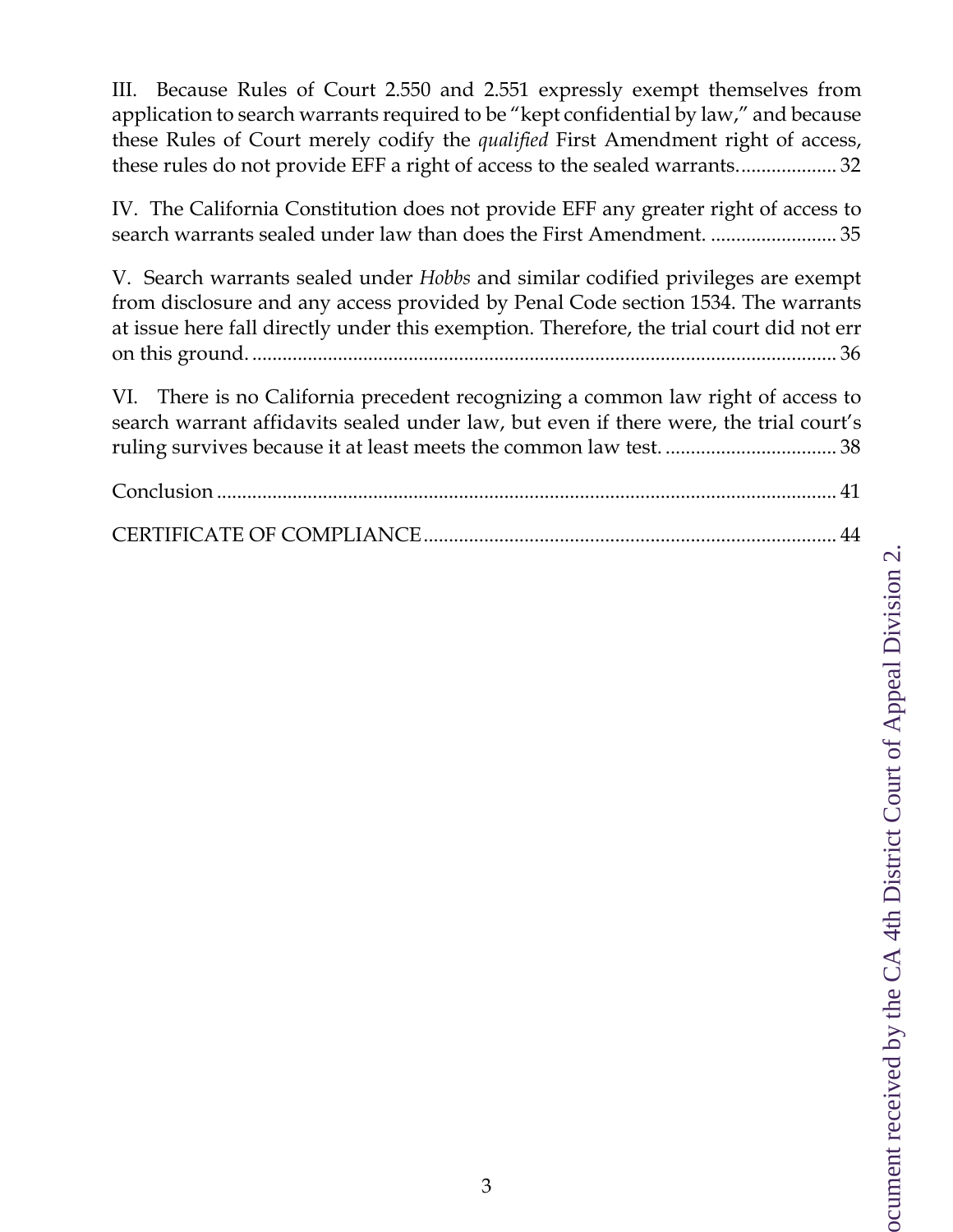III. Because Rules of Court 2.550 and 2.551 expressly exempt themselves from application to search warrants required to be "kept confidential by law," and because these Rules of Court merely codify the *qualified* First Amendment right of access, these rules do not provide EFF a right of access to the sealed warrants. .................. 32

IV. The California Constitution does not provide EFF any greater right of access to search warrants sealed under law than does the First Amendment. ......................... 35

V. Search warrants sealed under *Hobbs* and similar codified privileges are exempt from disclosure and any access provided by Penal Code section 1534. The warrants at issue here fall directly under this exemption. Therefore, the trial court did not err on this ground. .................................................................................................................. 36

VI. There is no California precedent recognizing a common law right of access to search warrant affidavits sealed under law, but even if there were, the trial court's ruling survives because it at least meets the common law test. .................................. 38

Conclusion ......................................................................................................................... 41

CERTIFICATE OF COMPLIANCE ................................................................................. 44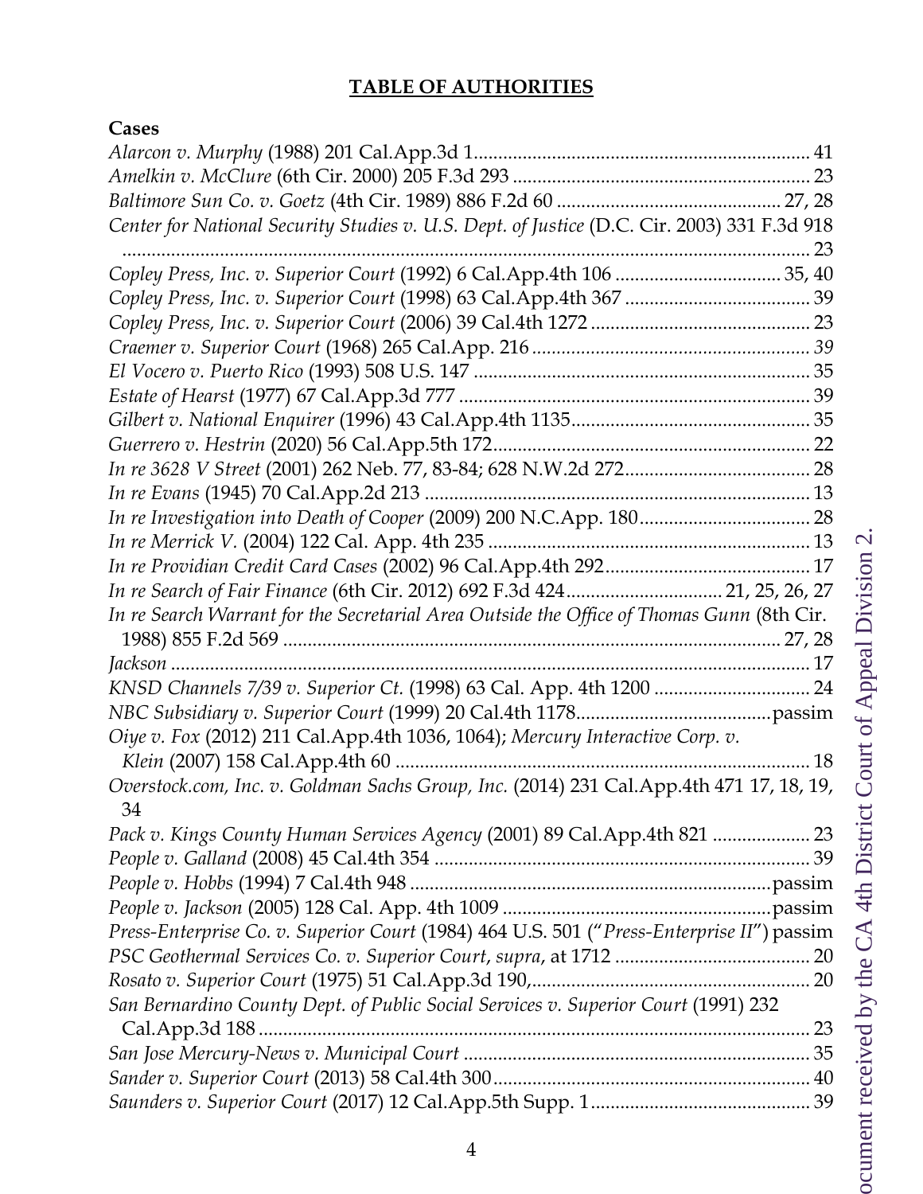## **TABLE OF AUTHORITIES**

**Cases**

*Alarcon v. Murphy* (1988) 201 Cal.App.3d 1 ........................................................................ 41
*Amelkin v. McClure* (6th Cir. 2000) 205 F.3d 293 ............................................................ 23
*Baltimore Sun Co. v. Goetz* (4th Cir. 1989) 886 F.2d 60 .............................................. 27, 28
*Center for National Security Studies v. U.S. Dept. of Justice* (D.C. Cir. 2003) 331 F.3d 918 .................................................................................................................................. 23
*Copley Press, Inc. v. Superior Court* (1992) 6 Cal.App.4th 106 .................................. 35, 40
*Copley Press, Inc. v. Superior Court* (1998) 63 Cal.App.4th 367 ...................................... 39
*Copley Press, Inc. v. Superior Court* (2006) 39 Cal.4th 1272 ............................................ 23
*Craemer v. Superior Court* (1968) 265 Cal.App. 216 ......................................................... *39*
*El Vocero v. Puerto Rico* (1993) 508 U.S. 147 ..................................................................... 35
*Estate of Hearst* (1977) 67 Cal.App.3d 777 ......................................................................... 39
*Gilbert v. National Enquirer* (1996) 43 Cal.App.4th 1135................................................. 35
*Guerrero v. Hestrin* (2020) 56 Cal.App.5th 172................................................................ 22
*In re 3628 V Street* (2001) 262 Neb. 77, 83-84; 628 N.W.2d 272...................................... 28
*In re Evans* (1945) 70 Cal.App.2d 213 ............................................................................... 13
*In re Investigation into Death of Cooper* (2009) 200 N.C.App. 180................................... 28
*In re Merrick V.* (2004) 122 Cal. App. 4th 235 .................................................................. 13
*In re Providian Credit Card Cases* (2002) 96 Cal.App.4th 292.......................................... 17
*In re Search of Fair Finance* (6th Cir. 2012) 692 F.3d 424................................ 21, 25, 26, 27
*In re Search Warrant for the Secretarial Area Outside the Office of Thomas Gunn* (8th Cir. 1988) 855 F.2d 569 ...................................................................................................... 27, 28
*Jackson* .................................................................................................................................. 17
*KNSD Channels 7/39 v. Superior Ct.* (1998) 63 Cal. App. 4th 1200 ................................ 24
*NBC Subsidiary v. Superior Court* (1999) 20 Cal.4th 1178.........................................passim
*Oiye v. Fox* (2012) 211 Cal.App.4th 1036, 1064); *Mercury Interactive Corp. v. Klein* (2007) 158 Cal.App.4th 60 ..................................................................................... 18
*Overstock.com, Inc. v. Goldman Sachs Group, Inc.* (2014) 231 Cal.App.4th 471 17, 18, 19, 34
*Pack v. Kings County Human Services Agency* (2001) 89 Cal.App.4th 821 .................... 23
*People v. Galland* (2008) 45 Cal.4th 354 ........................................................................... 39
*People v. Hobbs* (1994) 7 Cal.4th 948 ..........................................................................passim
*People v. Jackson* (2005) 128 Cal. App. 4th 1009 .......................................................passim
*Press-Enterprise Co. v. Superior Court* (1984) 464 U.S. 501 ("*Press-Enterprise II*") passim
*PSC Geothermal Services Co. v. Superior Court*, *supra*, at 1712 ........................................ 20
*Rosato v. Superior Court* (1975) 51 Cal.App.3d 190,......................................................... 20
*San Bernardino County Dept. of Public Social Services v. Superior Court* (1991) 232 Cal.App.3d 188 ................................................................................................................. 23
*San Jose Mercury-News v. Municipal Court* ....................................................................... 35
*Sander v. Superior Court* (2013) 58 Cal.4th 300................................................................. 40
*Saunders v. Superior Court* (2017) 12 Cal.App.5th Supp. 1............................................. 39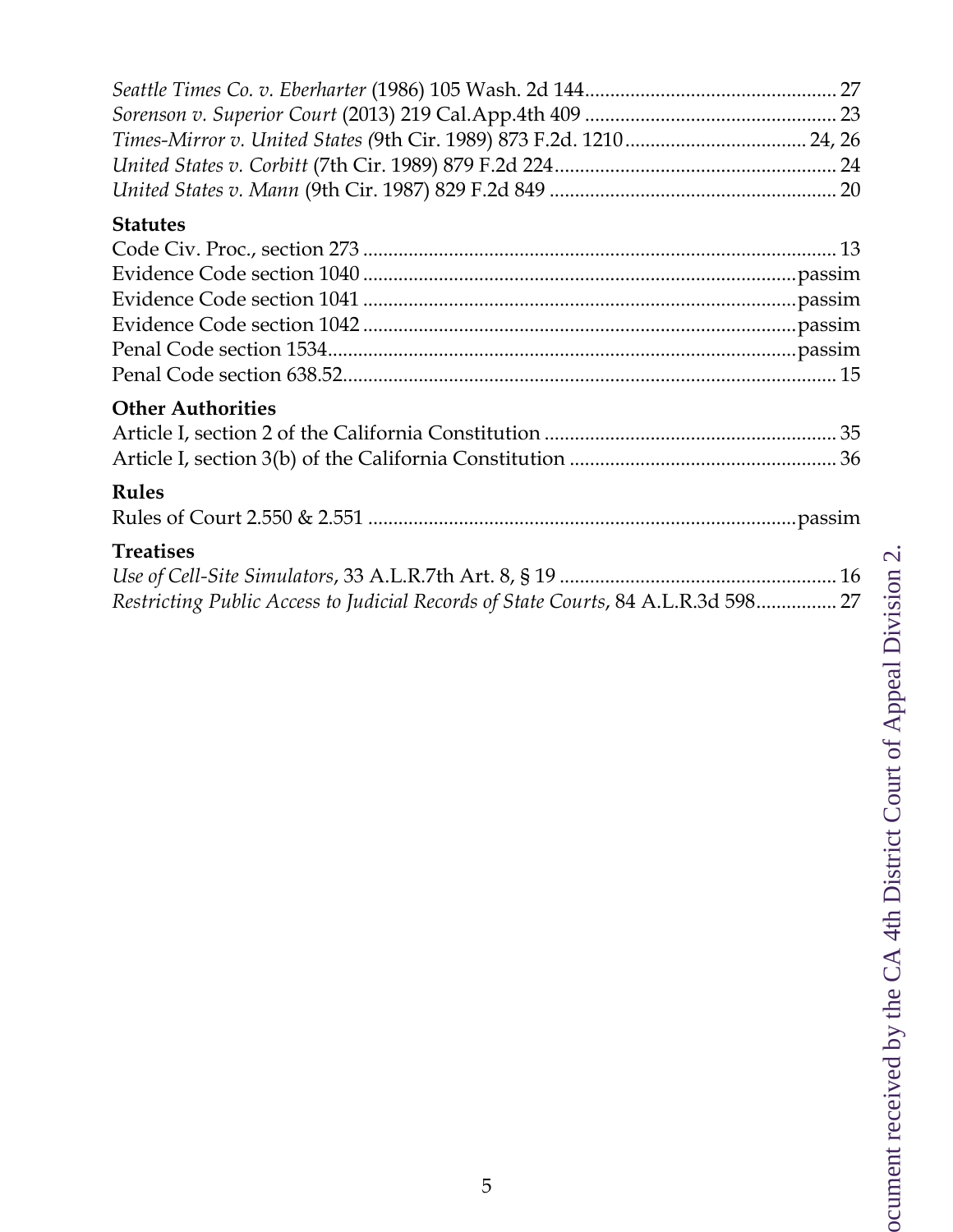*Seattle Times Co. v. Eberharter* (1986) 105 Wash. 2d 144 .................................................. 27
*Sorenson v. Superior Court* (2013) 219 Cal.App.4th 409 .................................................. 23
*Times-Mirror v. United States (*9th Cir. 1989) 873 F.2d. 1210 .................................... 24, 26
*United States v. Corbitt* (7th Cir. 1989) 879 F.2d 224 ........................................................ 24
*United States v. Mann* (9th Cir. 1987) 829 F.2d 849 .......................................................... 20

**Statutes**

Code Civ. Proc., section 273 ............................................................................................. 13
Evidence Code section 1040 .......................................................................................passim
Evidence Code section 1041 .......................................................................................passim
Evidence Code section 1042 .......................................................................................passim
Penal Code section 1534.............................................................................................passim
Penal Code section 638.52.................................................................................................. 15

**Other Authorities**

Article I, section 2 of the California Constitution .......................................................... 35
Article I, section 3(b) of the California Constitution ..................................................... 36

**Rules**

Rules of Court 2.550 & 2.551 ....................................................................................passim

**Treatises**

*Use of Cell-Site Simulators*, 33 A.L.R.7th Art. 8, § 19 ...................................................... 16
*Restricting Public Access to Judicial Records of State Courts*, 84 A.L.R.3d 598................ 27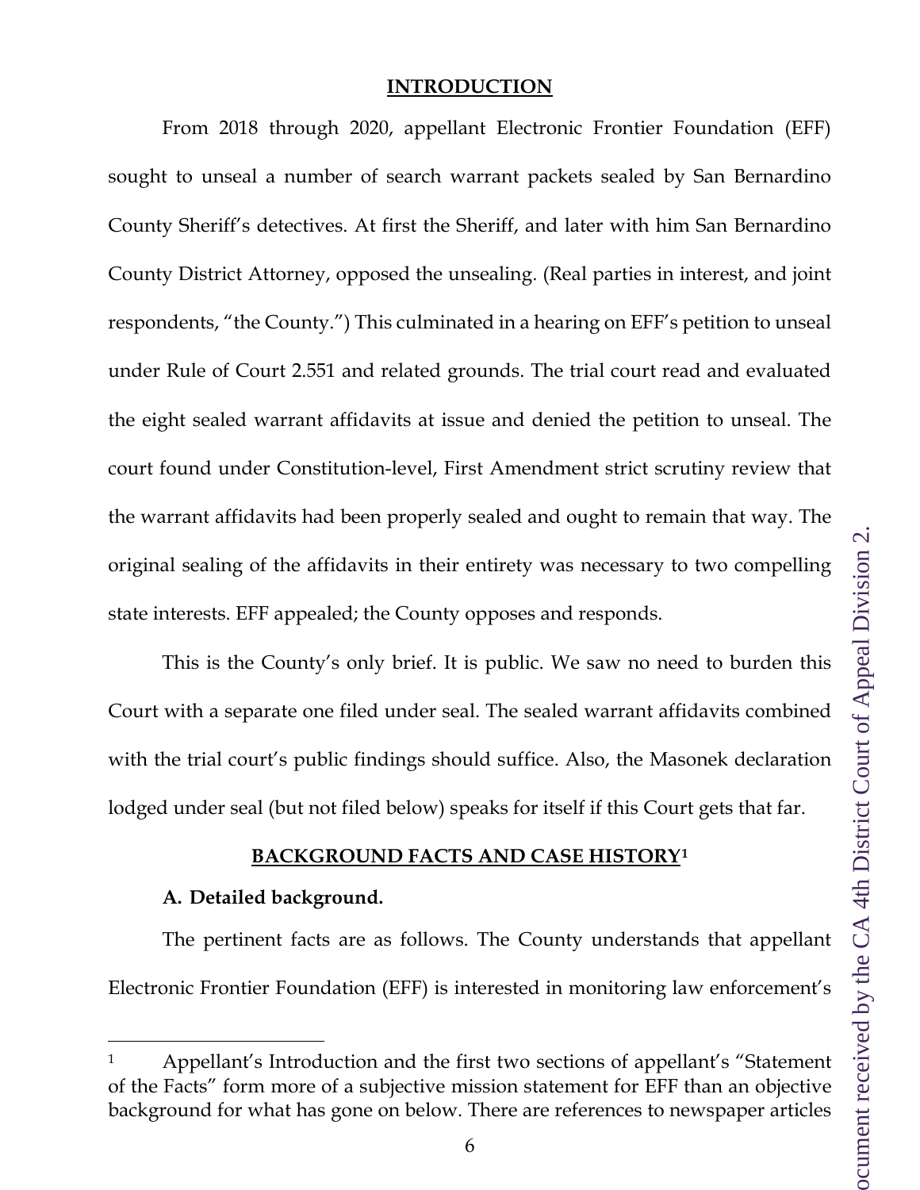## INTRODUCTION

From 2018 through 2020, appellant Electronic Frontier Foundation (EFF) sought to unseal a number of search warrant packets sealed by San Bernardino County Sheriff's detectives. At first the Sheriff, and later with him San Bernardino County District Attorney, opposed the unsealing. (Real parties in interest, and joint respondents, "the County.") This culminated in a hearing on EFF's petition to unseal under Rule of Court 2.551 and related grounds. The trial court read and evaluated the eight sealed warrant affidavits at issue and denied the petition to unseal. The court found under Constitution-level, First Amendment strict scrutiny review that the warrant affidavits had been properly sealed and ought to remain that way. The original sealing of the affidavits in their entirety was necessary to two compelling state interests. EFF appealed; the County opposes and responds.

This is the County's only brief. It is public. We saw no need to burden this Court with a separate one filed under seal. The sealed warrant affidavits combined with the trial court's public findings should suffice. Also, the Masonek declaration lodged under seal (but not filed below) speaks for itself if this Court gets that far.

## BACKGROUND FACTS AND CASE HISTORY[1]

### A. Detailed background.

The pertinent facts are as follows. The County understands that appellant Electronic Frontier Foundation (EFF) is interested in monitoring law enforcement's

---

[1] Appellant's Introduction and the first two sections of appellant's "Statement of the Facts" form more of a subjective mission statement for EFF than an objective background for what has gone on below. There are references to newspaper articles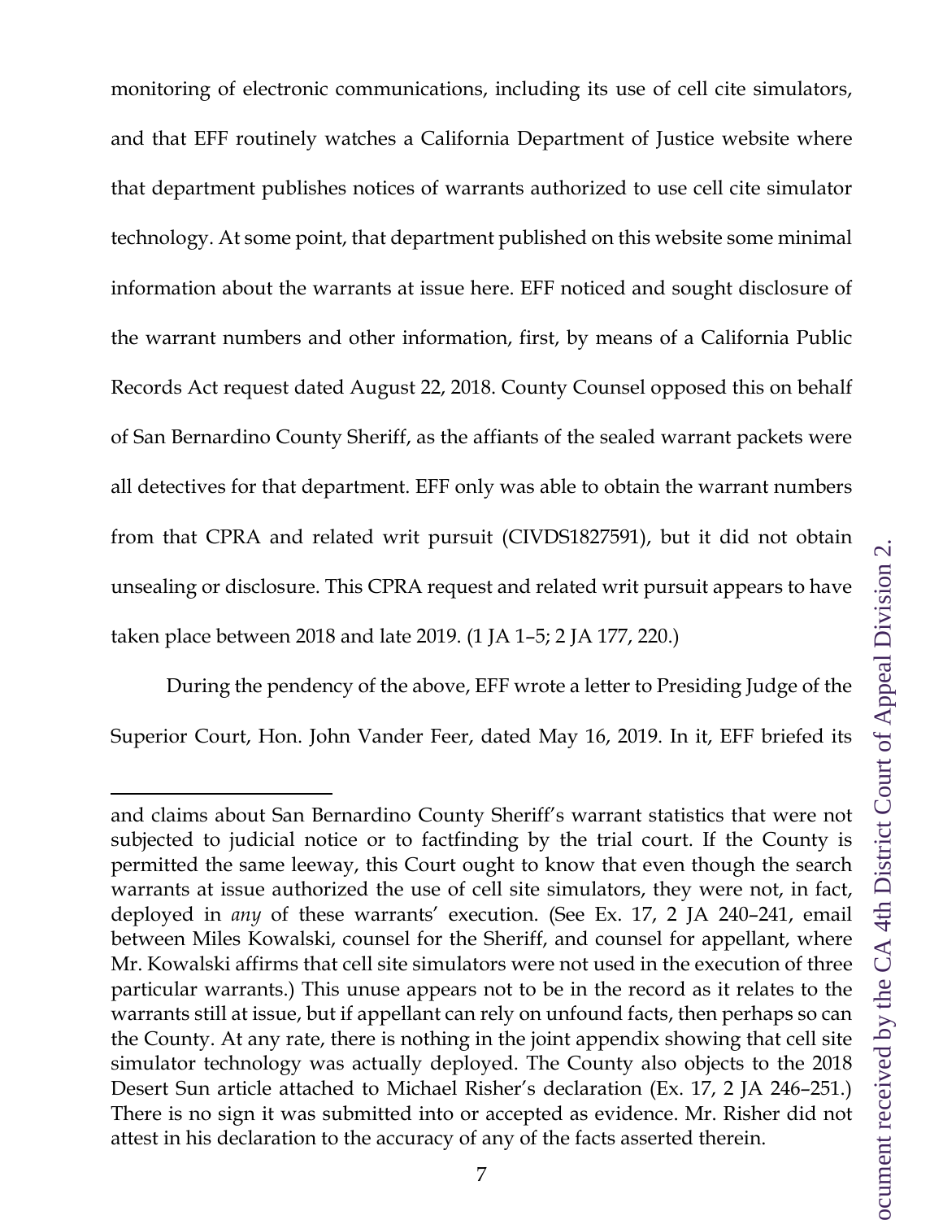monitoring of electronic communications, including its use of cell cite simulators, and that EFF routinely watches a California Department of Justice website where that department publishes notices of warrants authorized to use cell cite simulator technology. At some point, that department published on this website some minimal information about the warrants at issue here. EFF noticed and sought disclosure of the warrant numbers and other information, first, by means of a California Public Records Act request dated August 22, 2018. County Counsel opposed this on behalf of San Bernardino County Sheriff, as the affiants of the sealed warrant packets were all detectives for that department. EFF only was able to obtain the warrant numbers from that CPRA and related writ pursuit (CIVDS1827591), but it did not obtain unsealing or disclosure. This CPRA request and related writ pursuit appears to have taken place between 2018 and late 2019. (1 JA 1–5; 2 JA 177, 220.)

During the pendency of the above, EFF wrote a letter to Presiding Judge of the Superior Court, Hon. John Vander Feer, dated May 16, 2019. In it, EFF briefed its

---

and claims about San Bernardino County Sheriff's warrant statistics that were not subjected to judicial notice or to factfinding by the trial court. If the County is permitted the same leeway, this Court ought to know that even though the search warrants at issue authorized the use of cell site simulators, they were not, in fact, deployed in *any* of these warrants' execution. (See Ex. 17, 2 JA 240–241, email between Miles Kowalski, counsel for the Sheriff, and counsel for appellant, where Mr. Kowalski affirms that cell site simulators were not used in the execution of three particular warrants.) This unuse appears not to be in the record as it relates to the warrants still at issue, but if appellant can rely on unfound facts, then perhaps so can the County. At any rate, there is nothing in the joint appendix showing that cell site simulator technology was actually deployed. The County also objects to the 2018 Desert Sun article attached to Michael Risher's declaration (Ex. 17, 2 JA 246–251.) There is no sign it was submitted into or accepted as evidence. Mr. Risher did not attest in his declaration to the accuracy of any of the facts asserted therein.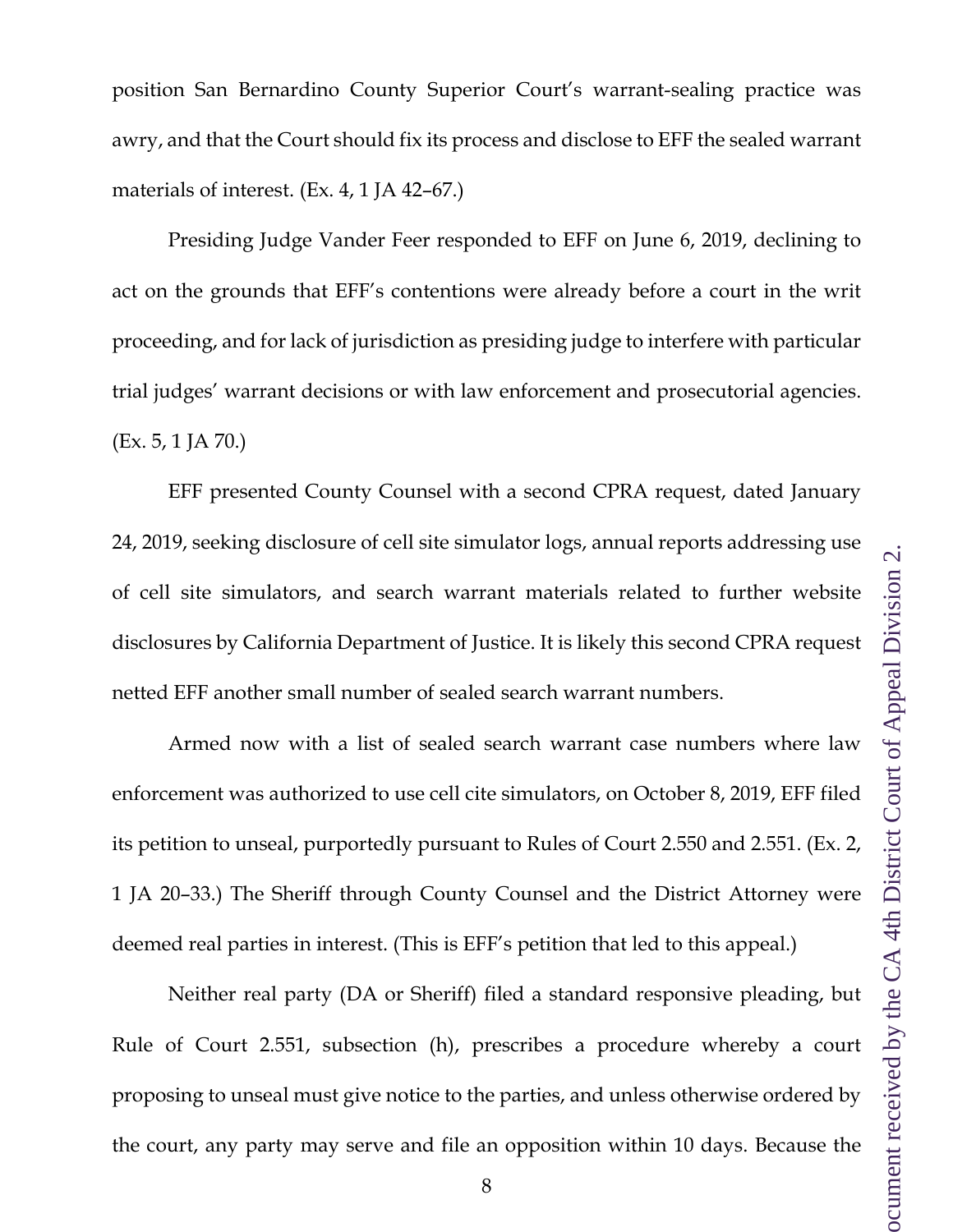position San Bernardino County Superior Court's warrant-sealing practice was awry, and that the Court should fix its process and disclose to EFF the sealed warrant materials of interest. (Ex. 4, 1 JA 42–67.)

Presiding Judge Vander Feer responded to EFF on June 6, 2019, declining to act on the grounds that EFF's contentions were already before a court in the writ proceeding, and for lack of jurisdiction as presiding judge to interfere with particular trial judges' warrant decisions or with law enforcement and prosecutorial agencies. (Ex. 5, 1 JA 70.)

EFF presented County Counsel with a second CPRA request, dated January 24, 2019, seeking disclosure of cell site simulator logs, annual reports addressing use of cell site simulators, and search warrant materials related to further website disclosures by California Department of Justice. It is likely this second CPRA request netted EFF another small number of sealed search warrant numbers.

Armed now with a list of sealed search warrant case numbers where law enforcement was authorized to use cell cite simulators, on October 8, 2019, EFF filed its petition to unseal, purportedly pursuant to Rules of Court 2.550 and 2.551. (Ex. 2, 1 JA 20–33.) The Sheriff through County Counsel and the District Attorney were deemed real parties in interest. (This is EFF's petition that led to this appeal.)

Neither real party (DA or Sheriff) filed a standard responsive pleading, but Rule of Court 2.551, subsection (h), prescribes a procedure whereby a court proposing to unseal must give notice to the parties, and unless otherwise ordered by the court, any party may serve and file an opposition within 10 days. Because the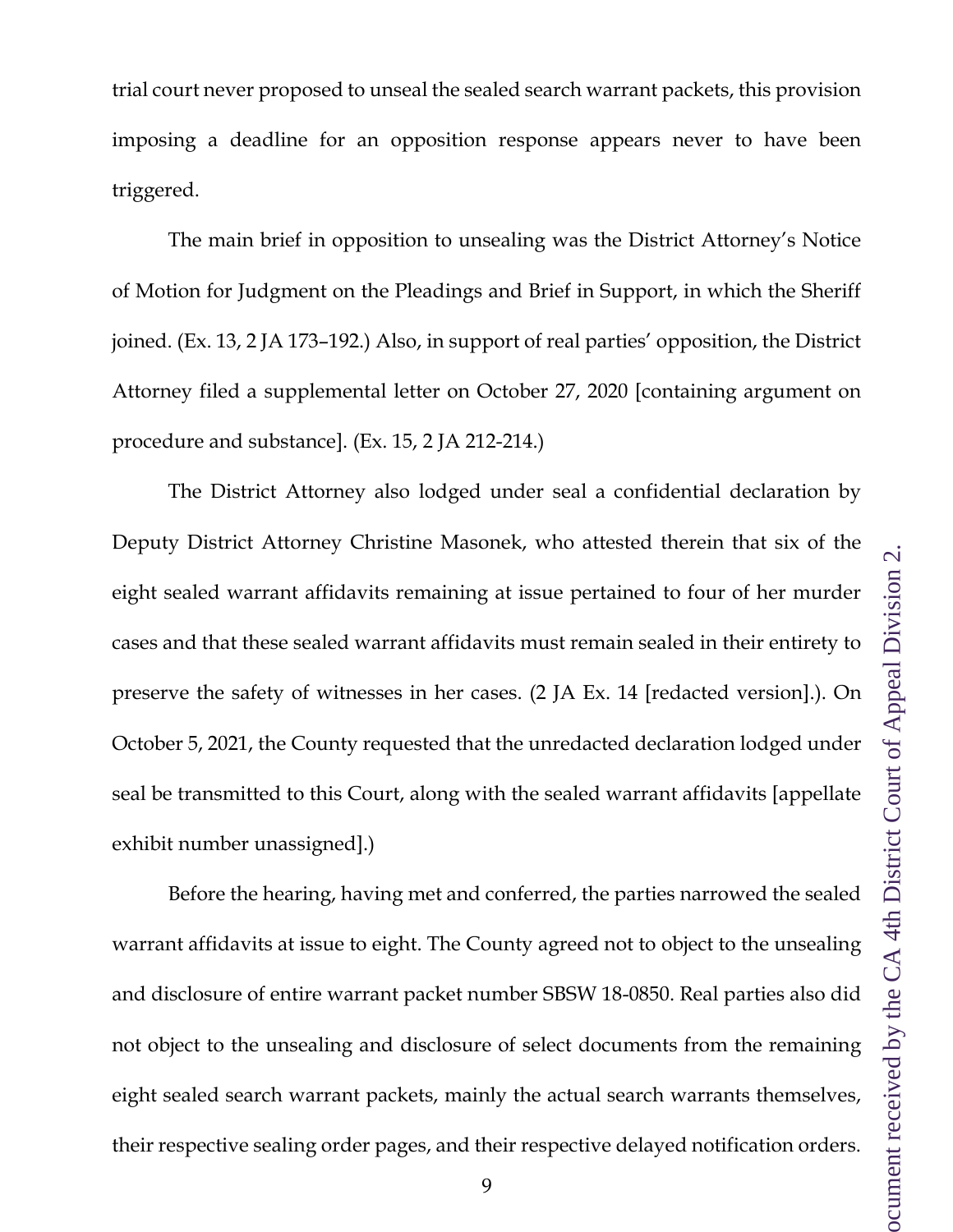trial court never proposed to unseal the sealed search warrant packets, this provision imposing a deadline for an opposition response appears never to have been triggered.

The main brief in opposition to unsealing was the District Attorney's Notice of Motion for Judgment on the Pleadings and Brief in Support, in which the Sheriff joined. (Ex. 13, 2 JA 173–192.) Also, in support of real parties' opposition, the District Attorney filed a supplemental letter on October 27, 2020 [containing argument on procedure and substance]. (Ex. 15, 2 JA 212-214.)

The District Attorney also lodged under seal a confidential declaration by Deputy District Attorney Christine Masonek, who attested therein that six of the eight sealed warrant affidavits remaining at issue pertained to four of her murder cases and that these sealed warrant affidavits must remain sealed in their entirety to preserve the safety of witnesses in her cases. (2 JA Ex. 14 [redacted version].). On October 5, 2021, the County requested that the unredacted declaration lodged under seal be transmitted to this Court, along with the sealed warrant affidavits [appellate exhibit number unassigned].)

Before the hearing, having met and conferred, the parties narrowed the sealed warrant affidavits at issue to eight. The County agreed not to object to the unsealing and disclosure of entire warrant packet number SBSW 18-0850. Real parties also did not object to the unsealing and disclosure of select documents from the remaining eight sealed search warrant packets, mainly the actual search warrants themselves, their respective sealing order pages, and their respective delayed notification orders.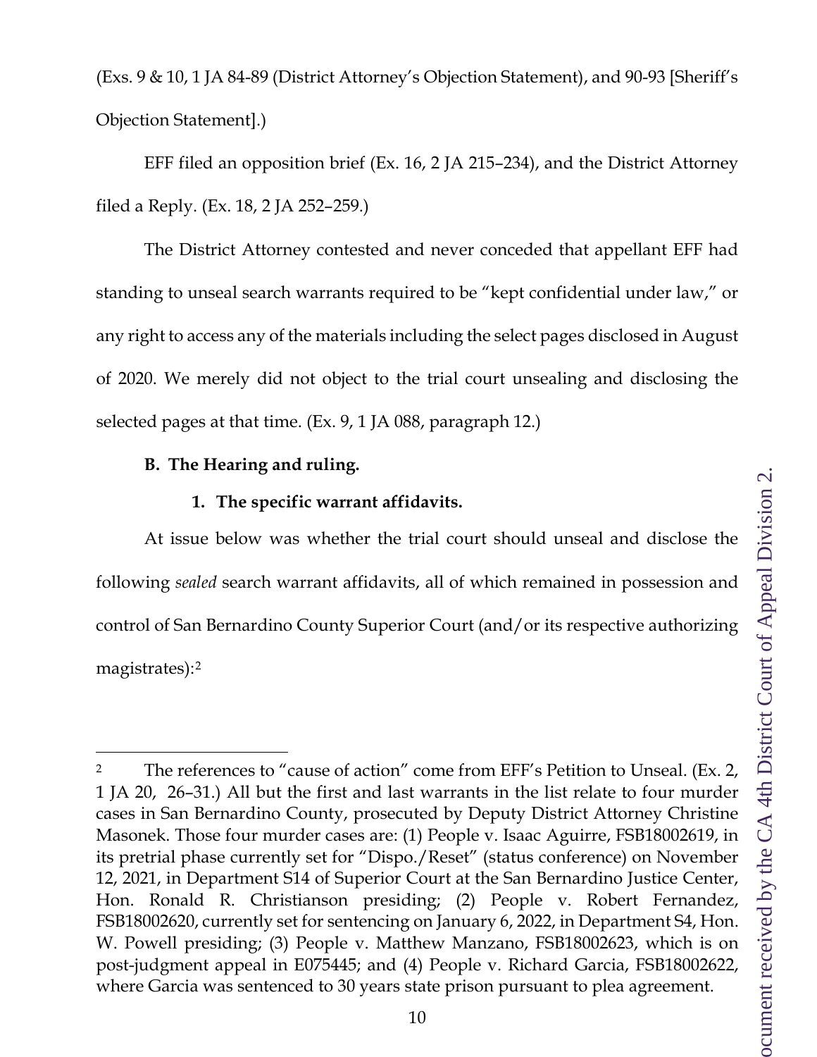(Exs. 9 & 10, 1 JA 84-89 (District Attorney's Objection Statement), and 90-93 [Sheriff's Objection Statement].)

EFF filed an opposition brief (Ex. 16, 2 JA 215–234), and the District Attorney filed a Reply. (Ex. 18, 2 JA 252–259.)

The District Attorney contested and never conceded that appellant EFF had standing to unseal search warrants required to be "kept confidential under law," or any right to access any of the materials including the select pages disclosed in August of 2020. We merely did not object to the trial court unsealing and disclosing the selected pages at that time. (Ex. 9, 1 JA 088, paragraph 12.)

**B. The Hearing and ruling.**

**1. The specific warrant affidavits.**

At issue below was whether the trial court should unseal and disclose the following *sealed* search warrant affidavits, all of which remained in possession and control of San Bernardino County Superior Court (and/or its respective authorizing magistrates):[2]

---

[2] The references to "cause of action" come from EFF's Petition to Unseal. (Ex. 2, 1 JA 20, 26–31.) All but the first and last warrants in the list relate to four murder cases in San Bernardino County, prosecuted by Deputy District Attorney Christine Masonek. Those four murder cases are: (1) People v. Isaac Aguirre, FSB18002619, in its pretrial phase currently set for "Dispo./Reset" (status conference) on November 12, 2021, in Department S14 of Superior Court at the San Bernardino Justice Center, Hon. Ronald R. Christianson presiding; (2) People v. Robert Fernandez, FSB18002620, currently set for sentencing on January 6, 2022, in Department S4, Hon. W. Powell presiding; (3) People v. Matthew Manzano, FSB18002623, which is on post-judgment appeal in E075445; and (4) People v. Richard Garcia, FSB18002622, where Garcia was sentenced to 30 years state prison pursuant to plea agreement.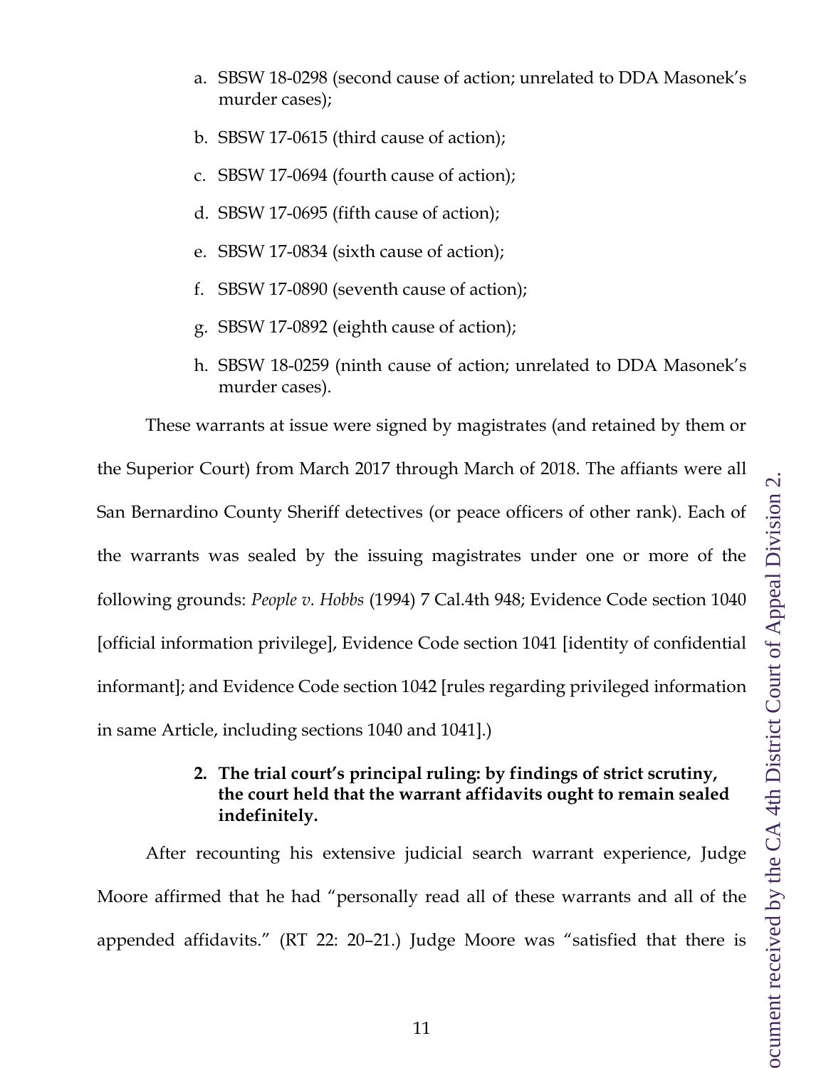a. SBSW 18-0298 (second cause of action; unrelated to DDA Masonek's murder cases);

b. SBSW 17-0615 (third cause of action);

c. SBSW 17-0694 (fourth cause of action);

d. SBSW 17-0695 (fifth cause of action);

e. SBSW 17-0834 (sixth cause of action);

f. SBSW 17-0890 (seventh cause of action);

g. SBSW 17-0892 (eighth cause of action);

h. SBSW 18-0259 (ninth cause of action; unrelated to DDA Masonek's murder cases).

These warrants at issue were signed by magistrates (and retained by them or the Superior Court) from March 2017 through March of 2018. The affiants were all San Bernardino County Sheriff detectives (or peace officers of other rank). Each of the warrants was sealed by the issuing magistrates under one or more of the following grounds: *People v. Hobbs* (1994) 7 Cal.4th 948; Evidence Code section 1040 [official information privilege], Evidence Code section 1041 [identity of confidential informant]; and Evidence Code section 1042 [rules regarding privileged information in same Article, including sections 1040 and 1041].)

**2. The trial court's principal ruling: by findings of strict scrutiny, the court held that the warrant affidavits ought to remain sealed indefinitely.**

After recounting his extensive judicial search warrant experience, Judge Moore affirmed that he had "personally read all of these warrants and all of the appended affidavits." (RT 22: 20–21.) Judge Moore was "satisfied that there is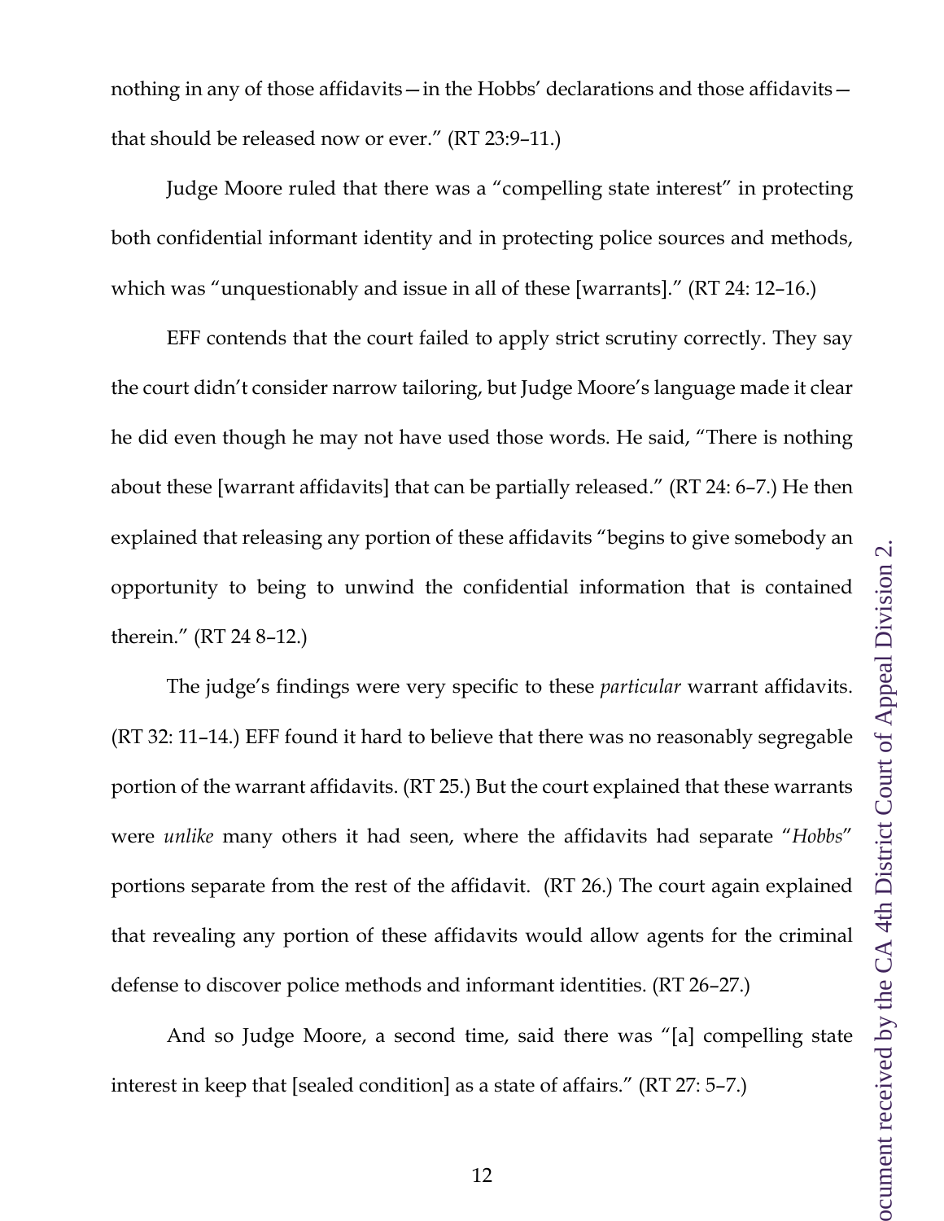nothing in any of those affidavits—in the Hobbs' declarations and those affidavits—that should be released now or ever." (RT 23:9–11.)

Judge Moore ruled that there was a "compelling state interest" in protecting both confidential informant identity and in protecting police sources and methods, which was "unquestionably and issue in all of these [warrants]." (RT 24: 12–16.)

EFF contends that the court failed to apply strict scrutiny correctly. They say the court didn't consider narrow tailoring, but Judge Moore's language made it clear he did even though he may not have used those words. He said, "There is nothing about these [warrant affidavits] that can be partially released." (RT 24: 6–7.) He then explained that releasing any portion of these affidavits "begins to give somebody an opportunity to being to unwind the confidential information that is contained therein." (RT 24 8–12.)

The judge's findings were very specific to these *particular* warrant affidavits. (RT 32: 11–14.) EFF found it hard to believe that there was no reasonably segregable portion of the warrant affidavits. (RT 25.) But the court explained that these warrants were *unlike* many others it had seen, where the affidavits had separate "*Hobbs*" portions separate from the rest of the affidavit. (RT 26.) The court again explained that revealing any portion of these affidavits would allow agents for the criminal defense to discover police methods and informant identities. (RT 26–27.)

And so Judge Moore, a second time, said there was "[a] compelling state interest in keep that [sealed condition] as a state of affairs." (RT 27: 5–7.)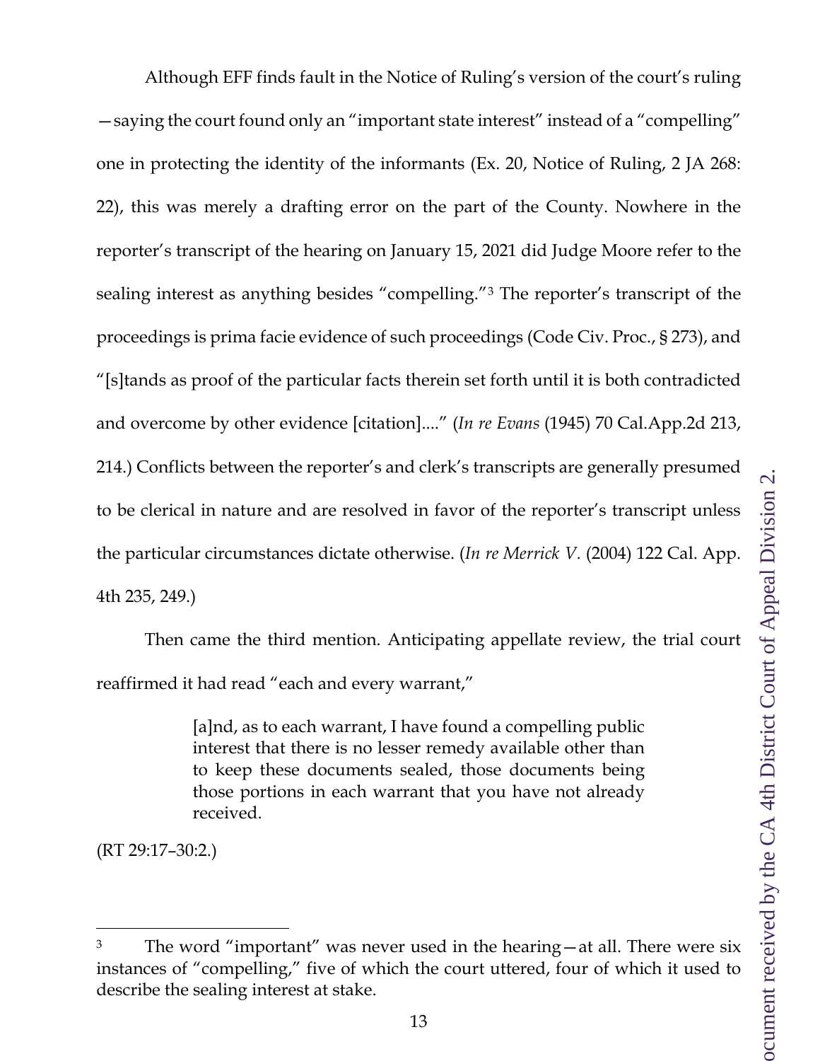Although EFF finds fault in the Notice of Ruling's version of the court's ruling —saying the court found only an "important state interest" instead of a "compelling" one in protecting the identity of the informants (Ex. 20, Notice of Ruling, 2 JA 268: 22), this was merely a drafting error on the part of the County. Nowhere in the reporter's transcript of the hearing on January 15, 2021 did Judge Moore refer to the sealing interest as anything besides "compelling."[3] The reporter's transcript of the proceedings is prima facie evidence of such proceedings (Code Civ. Proc., § 273), and "[s]tands as proof of the particular facts therein set forth until it is both contradicted and overcome by other evidence [citation]...." (*In re Evans* (1945) 70 Cal.App.2d 213, 214.) Conflicts between the reporter's and clerk's transcripts are generally presumed to be clerical in nature and are resolved in favor of the reporter's transcript unless the particular circumstances dictate otherwise. (*In re Merrick V.* (2004) 122 Cal. App. 4th 235, 249.)

Then came the third mention. Anticipating appellate review, the trial court reaffirmed it had read "each and every warrant,"

> [a]nd, as to each warrant, I have found a compelling public interest that there is no lesser remedy available other than to keep these documents sealed, those documents being those portions in each warrant that you have not already received.

(RT 29:17–30:2.)

---

[3] The word "important" was never used in the hearing—at all. There were six instances of "compelling," five of which the court uttered, four of which it used to describe the sealing interest at stake.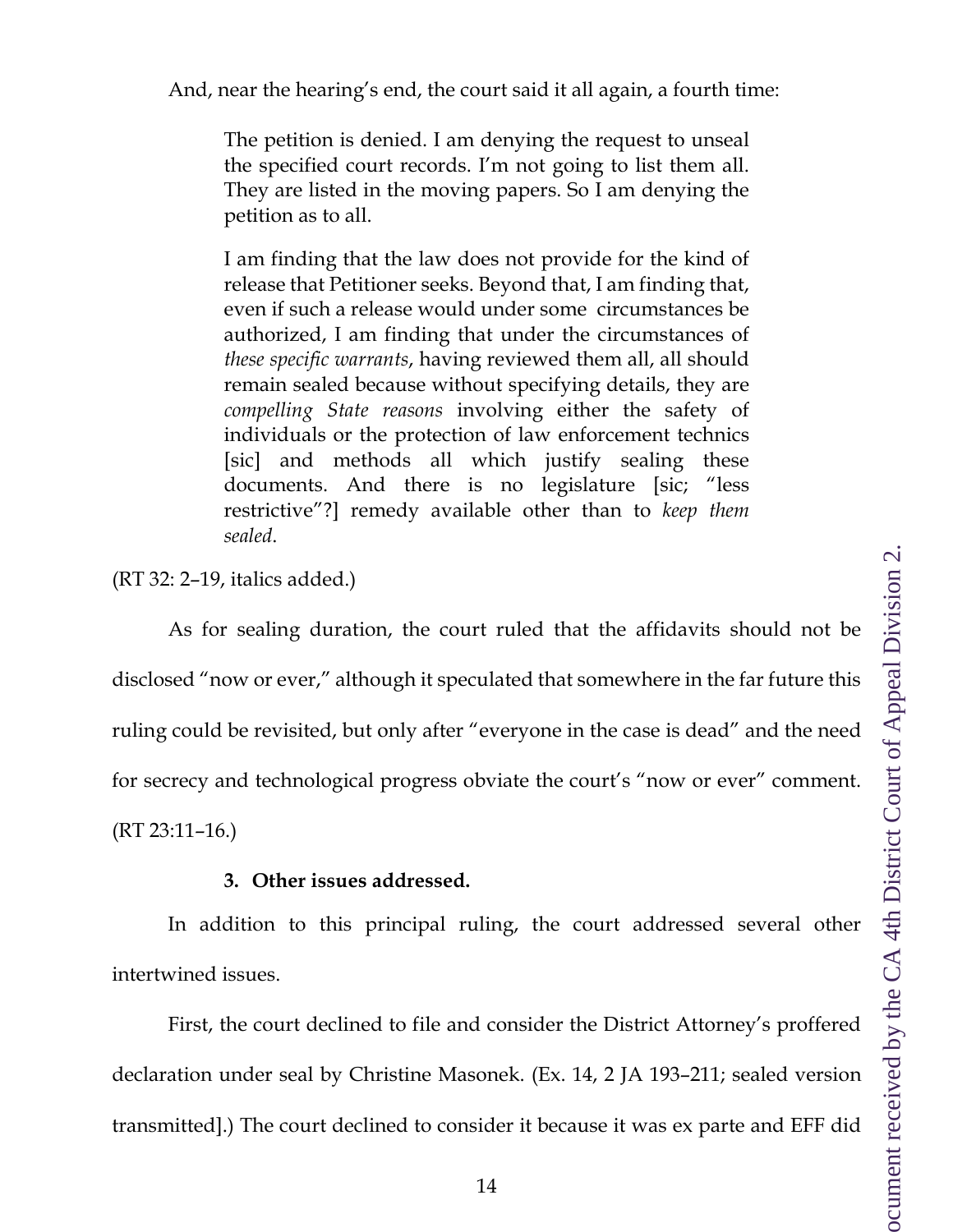And, near the hearing's end, the court said it all again, a fourth time:

> The petition is denied. I am denying the request to unseal the specified court records. I'm not going to list them all. They are listed in the moving papers. So I am denying the petition as to all.
>
> I am finding that the law does not provide for the kind of release that Petitioner seeks. Beyond that, I am finding that, even if such a release would under some circumstances be authorized, I am finding that under the circumstances of *these specific warrants*, having reviewed them all, all should remain sealed because without specifying details, they are *compelling State reasons* involving either the safety of individuals or the protection of law enforcement technics [sic] and methods all which justify sealing these documents. And there is no legislature [sic; "less restrictive"?] remedy available other than to *keep them sealed*.

(RT 32: 2–19, italics added.)

As for sealing duration, the court ruled that the affidavits should not be disclosed "now or ever," although it speculated that somewhere in the far future this ruling could be revisited, but only after "everyone in the case is dead" and the need for secrecy and technological progress obviate the court's "now or ever" comment. (RT 23:11–16.)

#### 3. Other issues addressed.

In addition to this principal ruling, the court addressed several other intertwined issues.

First, the court declined to file and consider the District Attorney's proffered declaration under seal by Christine Masonek. (Ex. 14, 2 JA 193–211; sealed version transmitted].) The court declined to consider it because it was ex parte and EFF did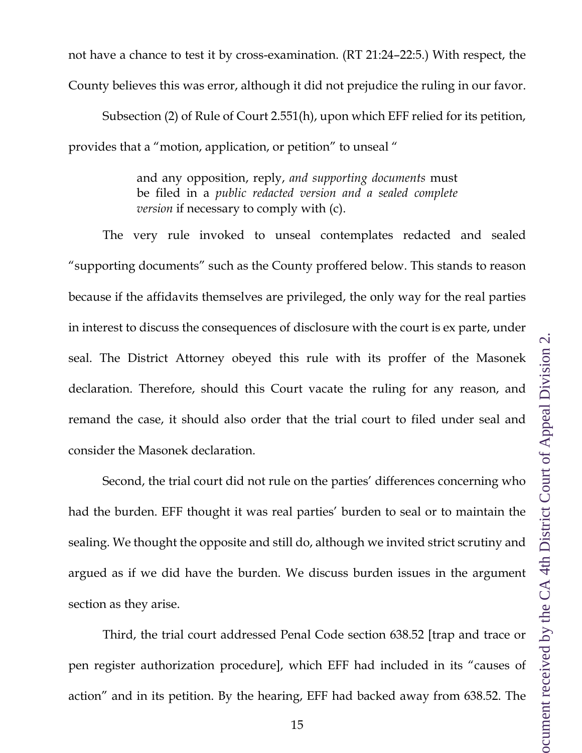not have a chance to test it by cross-examination. (RT 21:24–22:5.) With respect, the County believes this was error, although it did not prejudice the ruling in our favor.

Subsection (2) of Rule of Court 2.551(h), upon which EFF relied for its petition, provides that a "motion, application, or petition" to unseal "

> and any opposition, reply, *and supporting documents* must be filed in a *public redacted version and a sealed complete version* if necessary to comply with (c).

The very rule invoked to unseal contemplates redacted and sealed "supporting documents" such as the County proffered below. This stands to reason because if the affidavits themselves are privileged, the only way for the real parties in interest to discuss the consequences of disclosure with the court is ex parte, under seal. The District Attorney obeyed this rule with its proffer of the Masonek declaration. Therefore, should this Court vacate the ruling for any reason, and remand the case, it should also order that the trial court to filed under seal and consider the Masonek declaration.

Second, the trial court did not rule on the parties' differences concerning who had the burden. EFF thought it was real parties' burden to seal or to maintain the sealing. We thought the opposite and still do, although we invited strict scrutiny and argued as if we did have the burden. We discuss burden issues in the argument section as they arise.

Third, the trial court addressed Penal Code section 638.52 [trap and trace or pen register authorization procedure], which EFF had included in its "causes of action" and in its petition. By the hearing, EFF had backed away from 638.52. The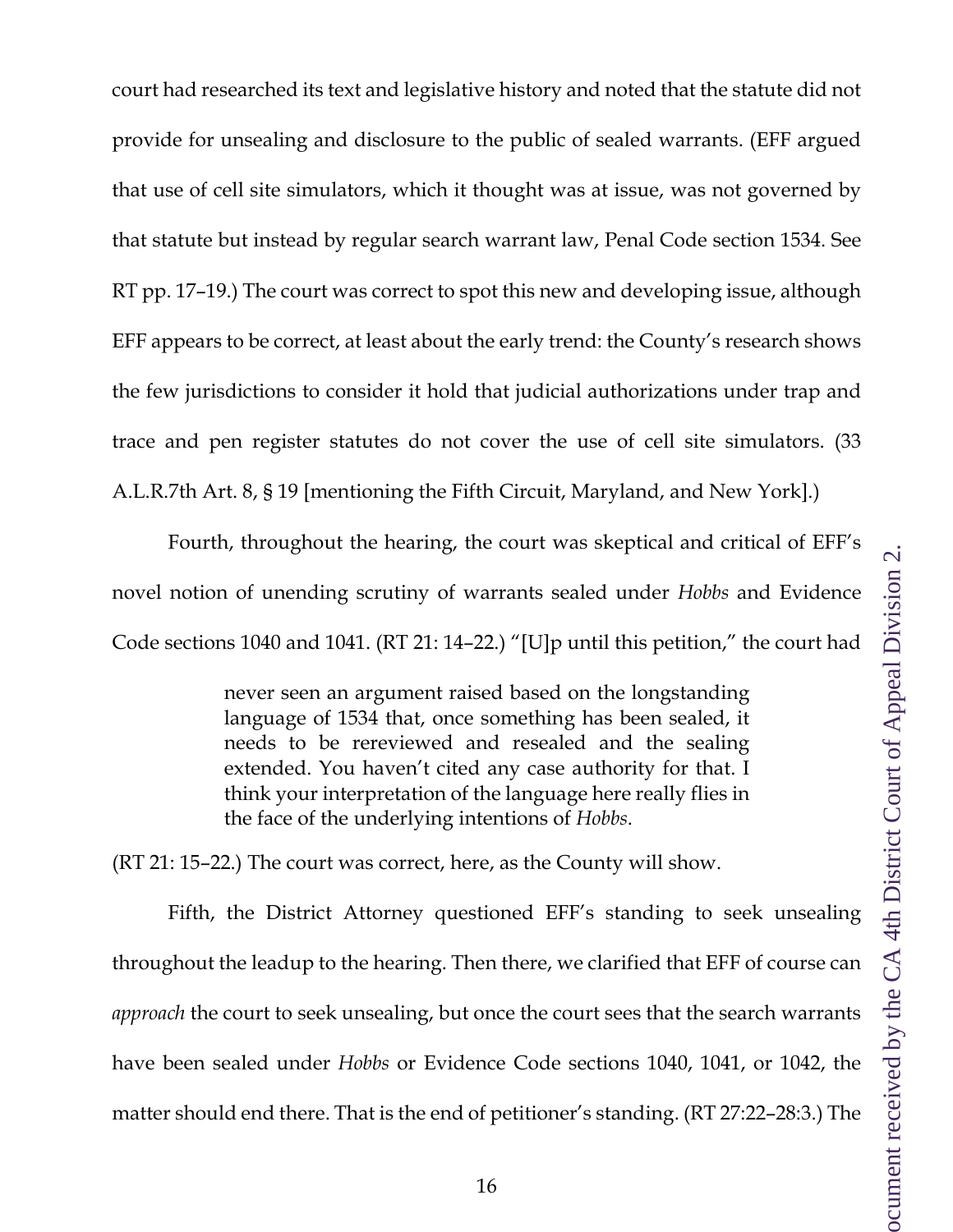court had researched its text and legislative history and noted that the statute did not provide for unsealing and disclosure to the public of sealed warrants. (EFF argued that use of cell site simulators, which it thought was at issue, was not governed by that statute but instead by regular search warrant law, Penal Code section 1534. See RT pp. 17–19.) The court was correct to spot this new and developing issue, although EFF appears to be correct, at least about the early trend: the County's research shows the few jurisdictions to consider it hold that judicial authorizations under trap and trace and pen register statutes do not cover the use of cell site simulators. (33 A.L.R.7th Art. 8, § 19 [mentioning the Fifth Circuit, Maryland, and New York].)

Fourth, throughout the hearing, the court was skeptical and critical of EFF's novel notion of unending scrutiny of warrants sealed under *Hobbs* and Evidence Code sections 1040 and 1041. (RT 21: 14–22.) "[U]p until this petition," the court had

> never seen an argument raised based on the longstanding language of 1534 that, once something has been sealed, it needs to be rereviewed and resealed and the sealing extended. You haven't cited any case authority for that. I think your interpretation of the language here really flies in the face of the underlying intentions of *Hobbs*.

(RT 21: 15–22.) The court was correct, here, as the County will show.

Fifth, the District Attorney questioned EFF's standing to seek unsealing throughout the leadup to the hearing. Then there, we clarified that EFF of course can *approach* the court to seek unsealing, but once the court sees that the search warrants have been sealed under *Hobbs* or Evidence Code sections 1040, 1041, or 1042, the matter should end there. That is the end of petitioner's standing. (RT 27:22–28:3.) The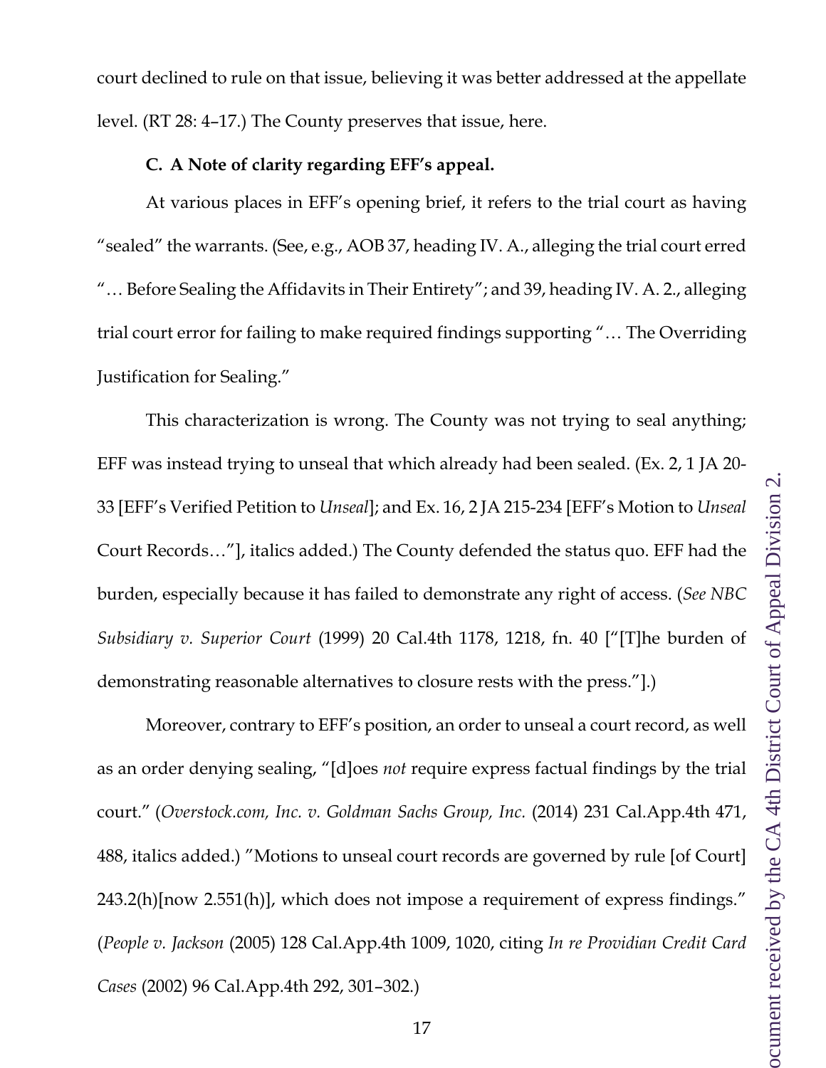court declined to rule on that issue, believing it was better addressed at the appellate level. (RT 28: 4–17.) The County preserves that issue, here.

**C. A Note of clarity regarding EFF's appeal.**

At various places in EFF's opening brief, it refers to the trial court as having "sealed" the warrants. (See, e.g., AOB 37, heading IV. A., alleging the trial court erred "… Before Sealing the Affidavits in Their Entirety"; and 39, heading IV. A. 2., alleging trial court error for failing to make required findings supporting "… The Overriding Justification for Sealing."

This characterization is wrong. The County was not trying to seal anything; EFF was instead trying to unseal that which already had been sealed. (Ex. 2, 1 JA 20-33 [EFF's Verified Petition to *Unseal*]; and Ex. 16, 2 JA 215-234 [EFF's Motion to *Unseal* Court Records…"], italics added.) The County defended the status quo. EFF had the burden, especially because it has failed to demonstrate any right of access. (*See NBC Subsidiary v. Superior Court* (1999) 20 Cal.4th 1178, 1218, fn. 40 ["[T]he burden of demonstrating reasonable alternatives to closure rests with the press."].)

Moreover, contrary to EFF's position, an order to unseal a court record, as well as an order denying sealing, "[d]oes *not* require express factual findings by the trial court." (*Overstock.com, Inc. v. Goldman Sachs Group, Inc.* (2014) 231 Cal.App.4th 471, 488, italics added.) "Motions to unseal court records are governed by rule [of Court] 243.2(h)[now 2.551(h)], which does not impose a requirement of express findings." (*People v. Jackson* (2005) 128 Cal.App.4th 1009, 1020, citing *In re Providian Credit Card Cases* (2002) 96 Cal.App.4th 292, 301–302.)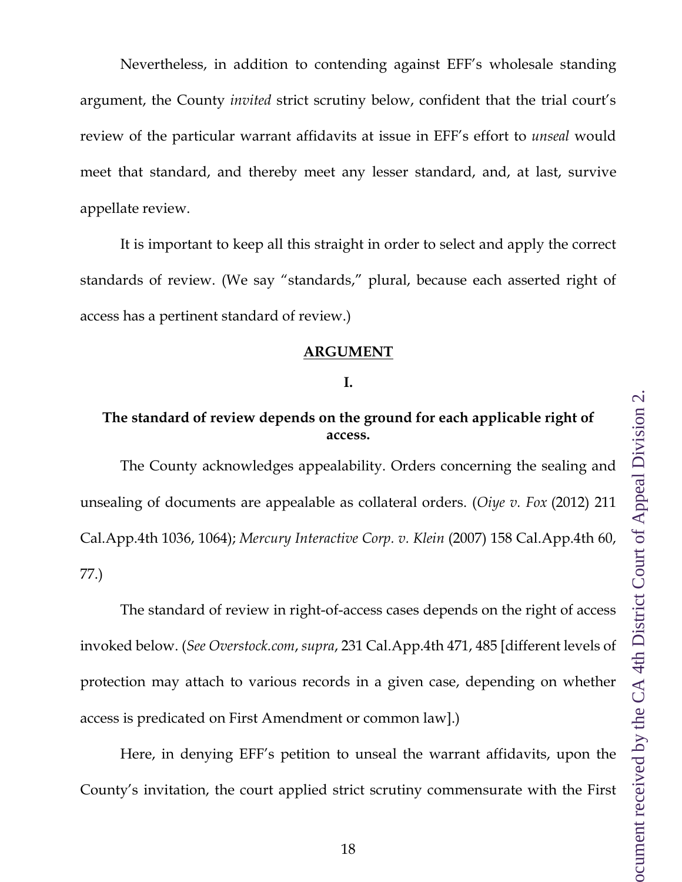Nevertheless, in addition to contending against EFF's wholesale standing argument, the County *invited* strict scrutiny below, confident that the trial court's review of the particular warrant affidavits at issue in EFF's effort to *unseal* would meet that standard, and thereby meet any lesser standard, and, at last, survive appellate review.

It is important to keep all this straight in order to select and apply the correct standards of review. (We say "standards," plural, because each asserted right of access has a pertinent standard of review.)

## ARGUMENT

### I.

### The standard of review depends on the ground for each applicable right of access.

The County acknowledges appealability. Orders concerning the sealing and unsealing of documents are appealable as collateral orders. (*Oiye v. Fox* (2012) 211 Cal.App.4th 1036, 1064); *Mercury Interactive Corp. v. Klein* (2007) 158 Cal.App.4th 60, 77.)

The standard of review in right-of-access cases depends on the right of access invoked below. (*See Overstock.com*, *supra*, 231 Cal.App.4th 471, 485 [different levels of protection may attach to various records in a given case, depending on whether access is predicated on First Amendment or common law].)

Here, in denying EFF's petition to unseal the warrant affidavits, upon the County's invitation, the court applied strict scrutiny commensurate with the First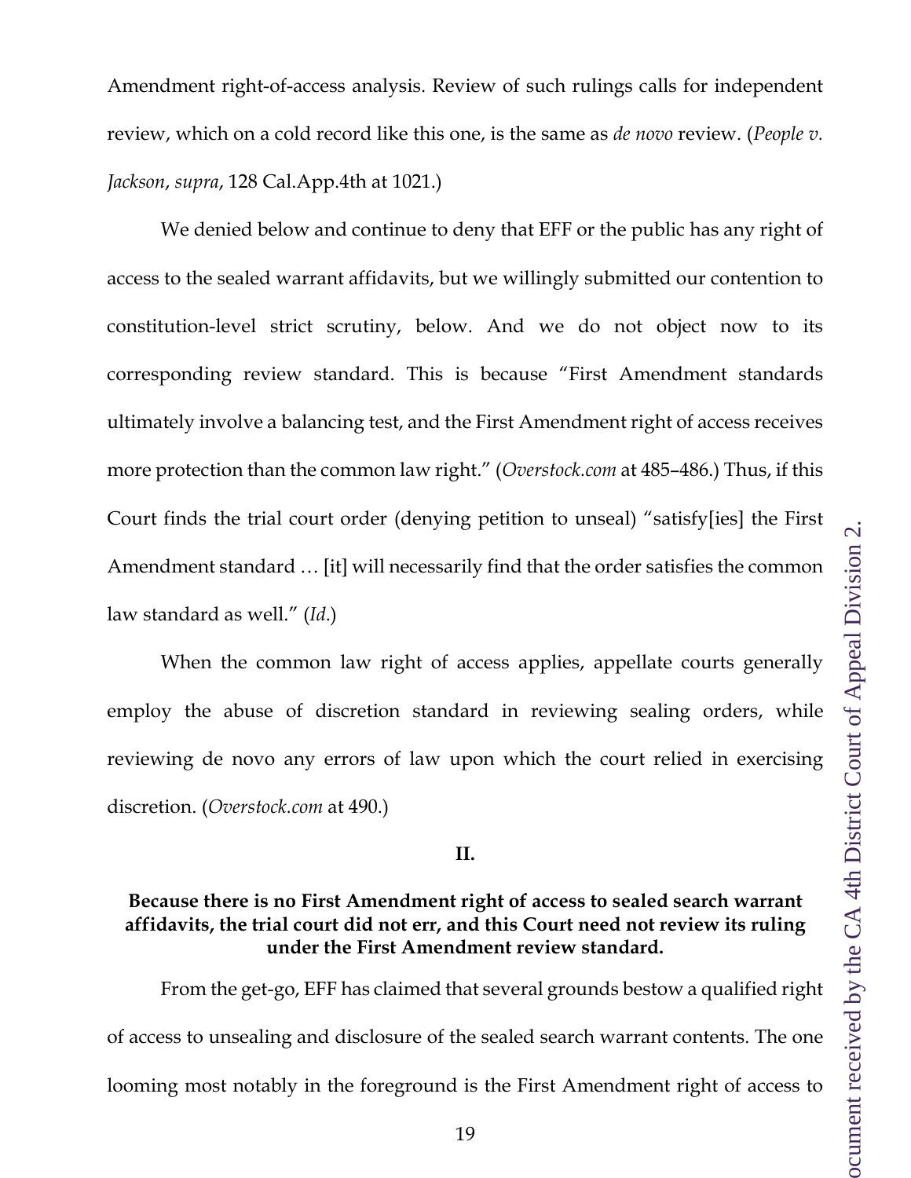Amendment right-of-access analysis. Review of such rulings calls for independent review, which on a cold record like this one, is the same as *de novo* review. (*People v. Jackson*, *supra*, 128 Cal.App.4th at 1021.)

We denied below and continue to deny that EFF or the public has any right of access to the sealed warrant affidavits, but we willingly submitted our contention to constitution-level strict scrutiny, below. And we do not object now to its corresponding review standard. This is because "First Amendment standards ultimately involve a balancing test, and the First Amendment right of access receives more protection than the common law right." (*Overstock.com* at 485–486.) Thus, if this Court finds the trial court order (denying petition to unseal) "satisfy[ies] the First Amendment standard … [it] will necessarily find that the order satisfies the common law standard as well." (*Id*.)

When the common law right of access applies, appellate courts generally employ the abuse of discretion standard in reviewing sealing orders, while reviewing de novo any errors of law upon which the court relied in exercising discretion. (*Overstock.com* at 490.)

## II.

## Because there is no First Amendment right of access to sealed search warrant affidavits, the trial court did not err, and this Court need not review its ruling under the First Amendment review standard.

From the get-go, EFF has claimed that several grounds bestow a qualified right of access to unsealing and disclosure of the sealed search warrant contents. The one looming most notably in the foreground is the First Amendment right of access to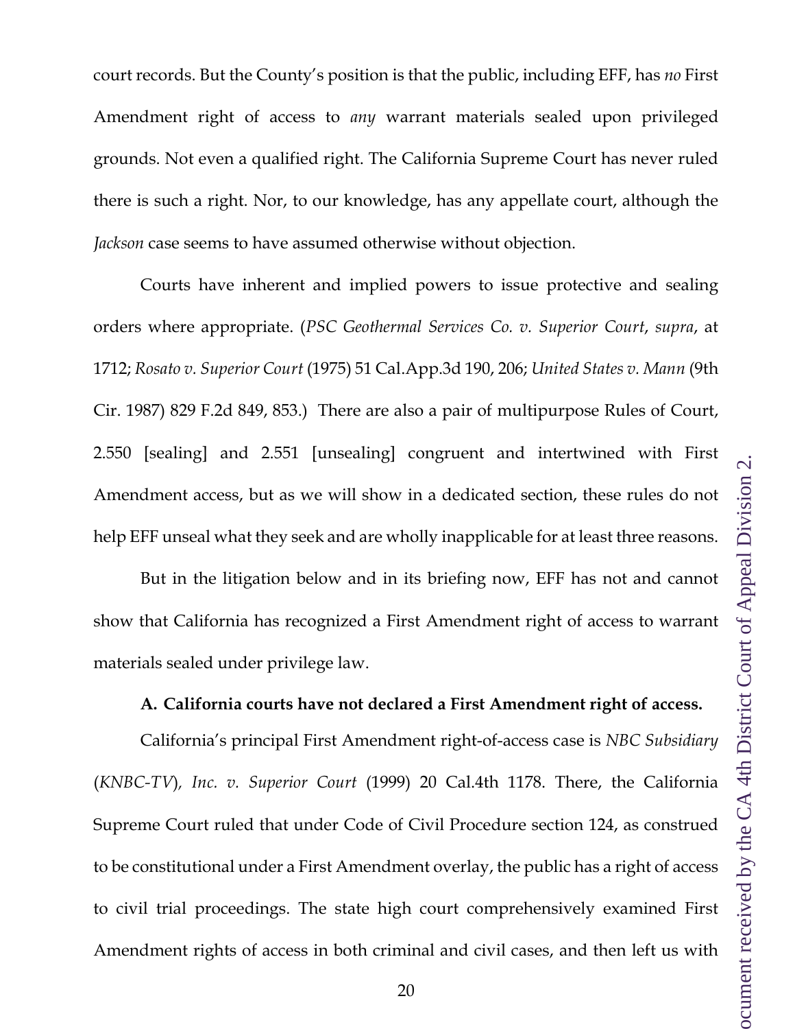court records. But the County's position is that the public, including EFF, has *no* First Amendment right of access to *any* warrant materials sealed upon privileged grounds. Not even a qualified right. The California Supreme Court has never ruled there is such a right. Nor, to our knowledge, has any appellate court, although the *Jackson* case seems to have assumed otherwise without objection.

Courts have inherent and implied powers to issue protective and sealing orders where appropriate. (*PSC Geothermal Services Co. v. Superior Court*, *supra*, at 1712; *Rosato v. Superior Court* (1975) 51 Cal.App.3d 190, 206; *United States v. Mann* (9th Cir. 1987) 829 F.2d 849, 853.) There are also a pair of multipurpose Rules of Court, 2.550 [sealing] and 2.551 [unsealing] congruent and intertwined with First Amendment access, but as we will show in a dedicated section, these rules do not help EFF unseal what they seek and are wholly inapplicable for at least three reasons.

But in the litigation below and in its briefing now, EFF has not and cannot show that California has recognized a First Amendment right of access to warrant materials sealed under privilege law.

**A. California courts have not declared a First Amendment right of access.**

California's principal First Amendment right-of-access case is *NBC Subsidiary (KNBC-TV), Inc. v. Superior Court* (1999) 20 Cal.4th 1178. There, the California Supreme Court ruled that under Code of Civil Procedure section 124, as construed to be constitutional under a First Amendment overlay, the public has a right of access to civil trial proceedings. The state high court comprehensively examined First Amendment rights of access in both criminal and civil cases, and then left us with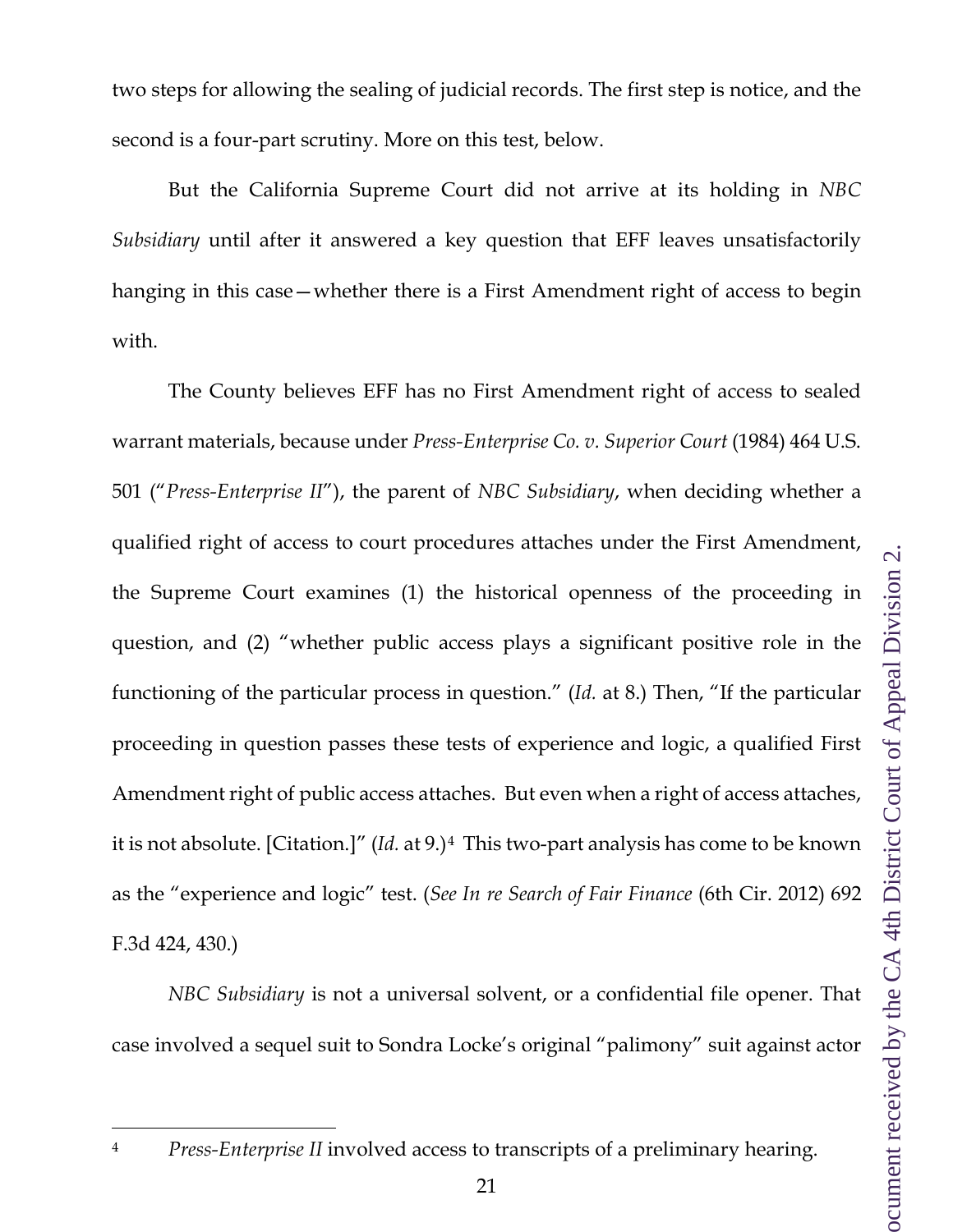two steps for allowing the sealing of judicial records. The first step is notice, and the second is a four-part scrutiny. More on this test, below.

But the California Supreme Court did not arrive at its holding in *NBC Subsidiary* until after it answered a key question that EFF leaves unsatisfactorily hanging in this case—whether there is a First Amendment right of access to begin with.

The County believes EFF has no First Amendment right of access to sealed warrant materials, because under *Press-Enterprise Co. v. Superior Court* (1984) 464 U.S. 501 ("*Press-Enterprise II*"), the parent of *NBC Subsidiary*, when deciding whether a qualified right of access to court procedures attaches under the First Amendment, the Supreme Court examines (1) the historical openness of the proceeding in question, and (2) "whether public access plays a significant positive role in the functioning of the particular process in question." (*Id.* at 8.) Then, "If the particular proceeding in question passes these tests of experience and logic, a qualified First Amendment right of public access attaches. But even when a right of access attaches, it is not absolute. [Citation.]" (*Id.* at 9.)[4] This two-part analysis has come to be known as the "experience and logic" test. (*See In re Search of Fair Finance* (6th Cir. 2012) 692 F.3d 424, 430.)

*NBC Subsidiary* is not a universal solvent, or a confidential file opener. That case involved a sequel suit to Sondra Locke's original "palimony" suit against actor

---

[4] *Press-Enterprise II* involved access to transcripts of a preliminary hearing.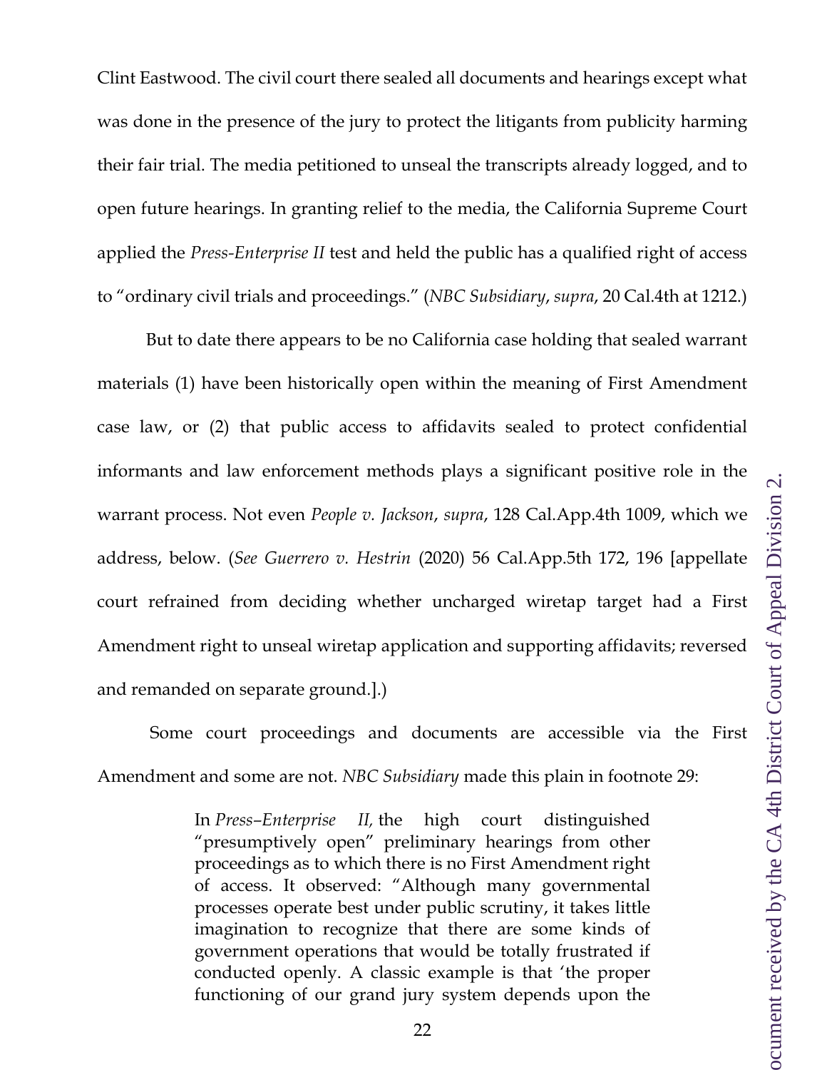Clint Eastwood. The civil court there sealed all documents and hearings except what was done in the presence of the jury to protect the litigants from publicity harming their fair trial. The media petitioned to unseal the transcripts already logged, and to open future hearings. In granting relief to the media, the California Supreme Court applied the *Press-Enterprise II* test and held the public has a qualified right of access to "ordinary civil trials and proceedings." (*NBC Subsidiary*, *supra*, 20 Cal.4th at 1212.)

But to date there appears to be no California case holding that sealed warrant materials (1) have been historically open within the meaning of First Amendment case law, or (2) that public access to affidavits sealed to protect confidential informants and law enforcement methods plays a significant positive role in the warrant process. Not even *People v. Jackson*, *supra*, 128 Cal.App.4th 1009, which we address, below. (*See Guerrero v. Hestrin* (2020) 56 Cal.App.5th 172, 196 [appellate court refrained from deciding whether uncharged wiretap target had a First Amendment right to unseal wiretap application and supporting affidavits; reversed and remanded on separate ground.].)

Some court proceedings and documents are accessible via the First Amendment and some are not. *NBC Subsidiary* made this plain in footnote 29:

> In *Press–Enterprise II,* the high court distinguished "presumptively open" preliminary hearings from other proceedings as to which there is no First Amendment right of access. It observed: "Although many governmental processes operate best under public scrutiny, it takes little imagination to recognize that there are some kinds of government operations that would be totally frustrated if conducted openly. A classic example is that 'the proper functioning of our grand jury system depends upon the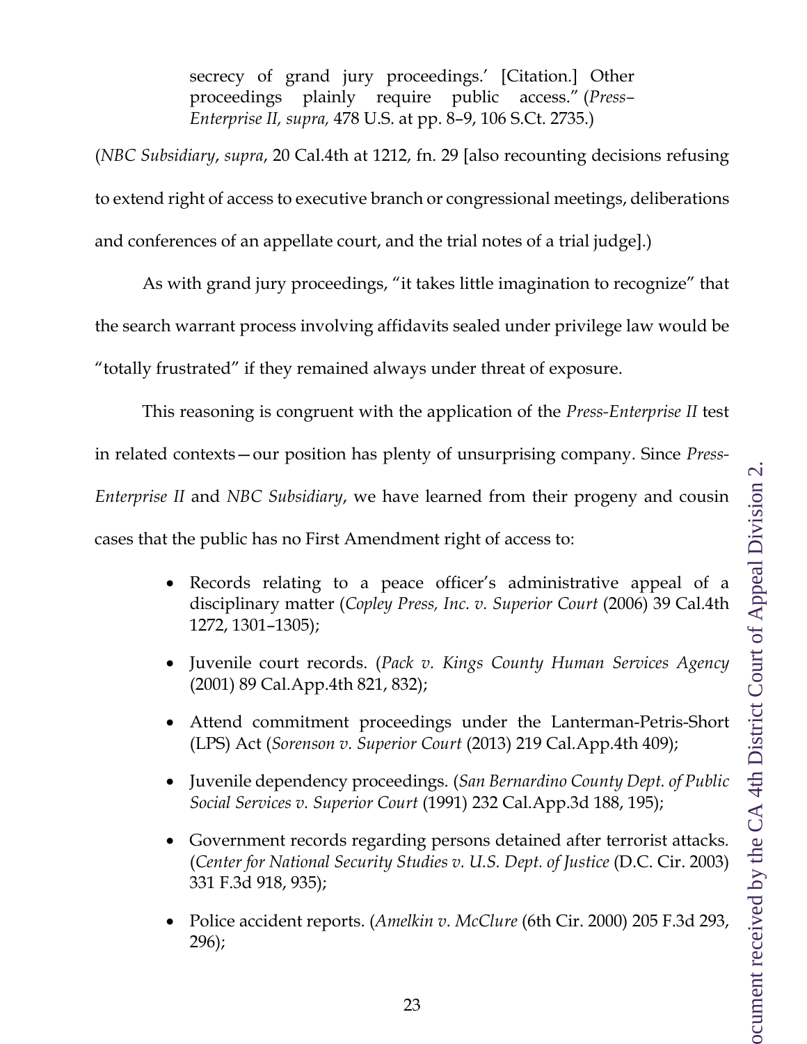> secrecy of grand jury proceedings.' [Citation.] Other proceedings plainly require public access." (*Press–Enterprise II, supra,* 478 U.S. at pp. 8–9, 106 S.Ct. 2735.)

(*NBC Subsidiary*, *supra*, 20 Cal.4th at 1212, fn. 29 [also recounting decisions refusing to extend right of access to executive branch or congressional meetings, deliberations and conferences of an appellate court, and the trial notes of a trial judge].)

As with grand jury proceedings, "it takes little imagination to recognize" that the search warrant process involving affidavits sealed under privilege law would be "totally frustrated" if they remained always under threat of exposure.

This reasoning is congruent with the application of the *Press-Enterprise II* test in related contexts—our position has plenty of unsurprising company. Since *Press-Enterprise II* and *NBC Subsidiary*, we have learned from their progeny and cousin cases that the public has no First Amendment right of access to:

- Records relating to a peace officer's administrative appeal of a disciplinary matter (*Copley Press, Inc. v. Superior Court* (2006) 39 Cal.4th 1272, 1301–1305);
- Juvenile court records. (*Pack v. Kings County Human Services Agency* (2001) 89 Cal.App.4th 821, 832);
- Attend commitment proceedings under the Lanterman-Petris-Short (LPS) Act (*Sorenson v. Superior Court* (2013) 219 Cal.App.4th 409);
- Juvenile dependency proceedings. (*San Bernardino County Dept. of Public Social Services v. Superior Court* (1991) 232 Cal.App.3d 188, 195);
- Government records regarding persons detained after terrorist attacks. (*Center for National Security Studies v. U.S. Dept. of Justice* (D.C. Cir. 2003) 331 F.3d 918, 935);
- Police accident reports. (*Amelkin v. McClure* (6th Cir. 2000) 205 F.3d 293, 296);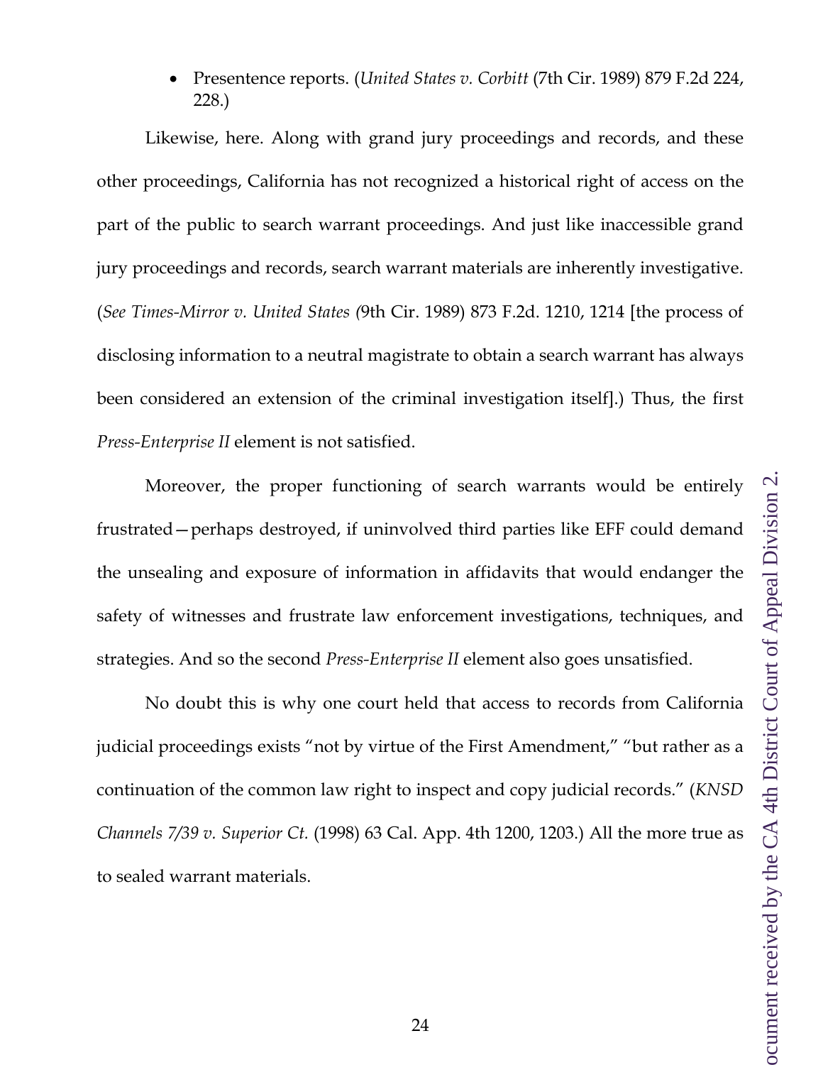- Presentence reports. (*United States v. Corbitt* (7th Cir. 1989) 879 F.2d 224, 228.)

Likewise, here. Along with grand jury proceedings and records, and these other proceedings, California has not recognized a historical right of access on the part of the public to search warrant proceedings. And just like inaccessible grand jury proceedings and records, search warrant materials are inherently investigative. (*See Times-Mirror v. United States (*9th Cir. 1989) 873 F.2d. 1210, 1214 [the process of disclosing information to a neutral magistrate to obtain a search warrant has always been considered an extension of the criminal investigation itself].) Thus, the first *Press-Enterprise II* element is not satisfied.

Moreover, the proper functioning of search warrants would be entirely frustrated—perhaps destroyed, if uninvolved third parties like EFF could demand the unsealing and exposure of information in affidavits that would endanger the safety of witnesses and frustrate law enforcement investigations, techniques, and strategies. And so the second *Press-Enterprise II* element also goes unsatisfied.

No doubt this is why one court held that access to records from California judicial proceedings exists "not by virtue of the First Amendment," "but rather as a continuation of the common law right to inspect and copy judicial records." (*KNSD Channels 7/39 v. Superior Ct.* (1998) 63 Cal. App. 4th 1200, 1203.) All the more true as to sealed warrant materials.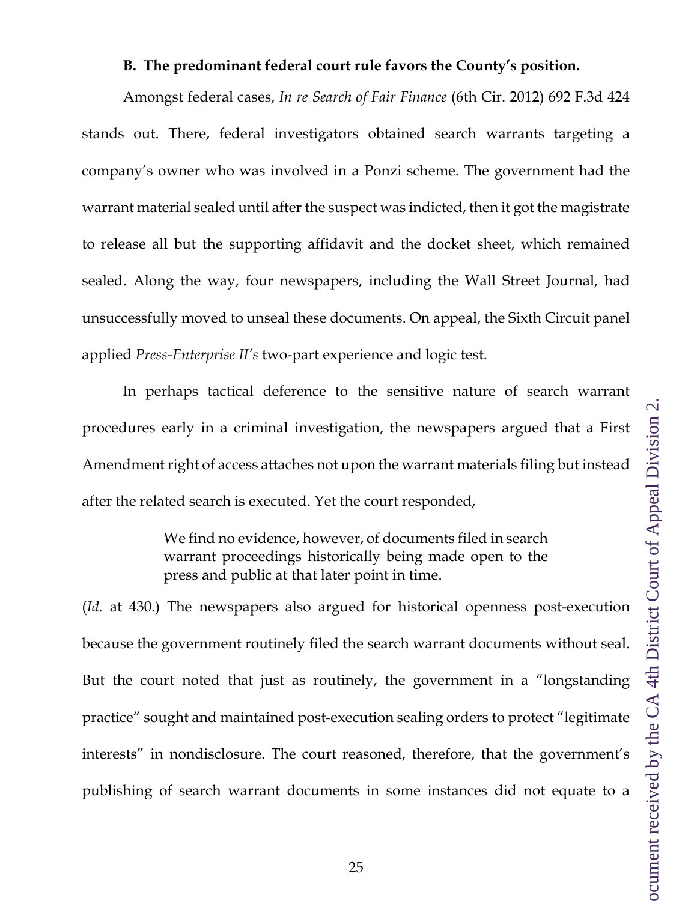### B. The predominant federal court rule favors the County's position.

Amongst federal cases, *In re Search of Fair Finance* (6th Cir. 2012) 692 F.3d 424 stands out. There, federal investigators obtained search warrants targeting a company's owner who was involved in a Ponzi scheme. The government had the warrant material sealed until after the suspect was indicted, then it got the magistrate to release all but the supporting affidavit and the docket sheet, which remained sealed. Along the way, four newspapers, including the Wall Street Journal, had unsuccessfully moved to unseal these documents. On appeal, the Sixth Circuit panel applied *Press-Enterprise II's* two-part experience and logic test.

In perhaps tactical deference to the sensitive nature of search warrant procedures early in a criminal investigation, the newspapers argued that a First Amendment right of access attaches not upon the warrant materials filing but instead after the related search is executed. Yet the court responded,

> We find no evidence, however, of documents filed in search warrant proceedings historically being made open to the press and public at that later point in time.

(*Id.* at 430.) The newspapers also argued for historical openness post-execution because the government routinely filed the search warrant documents without seal. But the court noted that just as routinely, the government in a "longstanding practice" sought and maintained post-execution sealing orders to protect "legitimate interests" in nondisclosure. The court reasoned, therefore, that the government's publishing of search warrant documents in some instances did not equate to a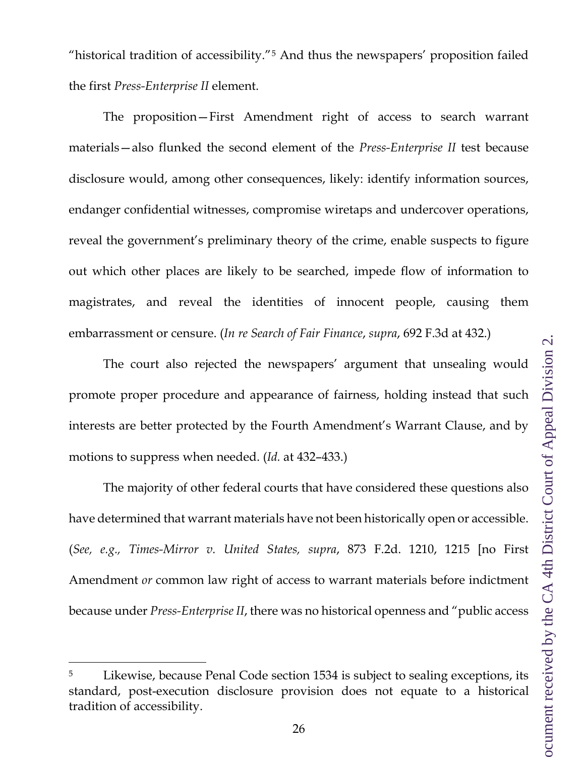"historical tradition of accessibility."[5] And thus the newspapers' proposition failed the first *Press-Enterprise II* element.

The proposition—First Amendment right of access to search warrant materials—also flunked the second element of the *Press-Enterprise II* test because disclosure would, among other consequences, likely: identify information sources, endanger confidential witnesses, compromise wiretaps and undercover operations, reveal the government's preliminary theory of the crime, enable suspects to figure out which other places are likely to be searched, impede flow of information to magistrates, and reveal the identities of innocent people, causing them embarrassment or censure. (*In re Search of Fair Finance*, *supra*, 692 F.3d at 432.)

The court also rejected the newspapers' argument that unsealing would promote proper procedure and appearance of fairness, holding instead that such interests are better protected by the Fourth Amendment's Warrant Clause, and by motions to suppress when needed. (*Id.* at 432–433.)

The majority of other federal courts that have considered these questions also have determined that warrant materials have not been historically open or accessible. (*See, e.g., Times-Mirror v. United States, supra*, 873 F.2d. 1210, 1215 [no First Amendment *or* common law right of access to warrant materials before indictment because under *Press-Enterprise II*, there was no historical openness and "public access

---

[5] Likewise, because Penal Code section 1534 is subject to sealing exceptions, its standard, post-execution disclosure provision does not equate to a historical tradition of accessibility.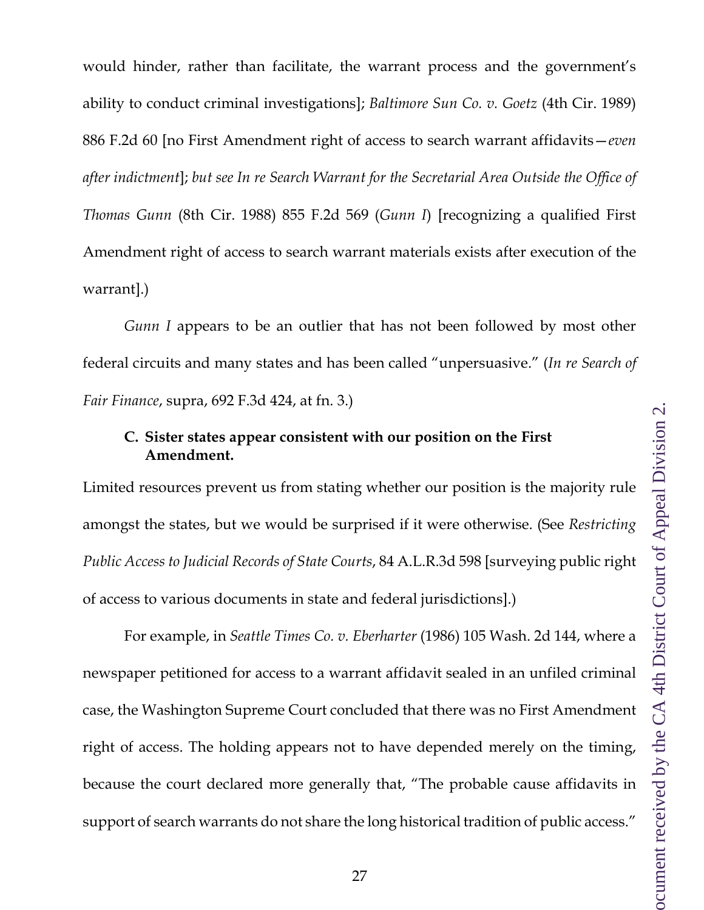would hinder, rather than facilitate, the warrant process and the government's ability to conduct criminal investigations]; *Baltimore Sun Co. v. Goetz* (4th Cir. 1989) 886 F.2d 60 [no First Amendment right of access to search warrant affidavits—*even after indictment*]; *but see In re Search Warrant for the Secretarial Area Outside the Office of Thomas Gunn* (8th Cir. 1988) 855 F.2d 569 (*Gunn I*) [recognizing a qualified First Amendment right of access to search warrant materials exists after execution of the warrant].)

*Gunn I* appears to be an outlier that has not been followed by most other federal circuits and many states and has been called "unpersuasive." (*In re Search of Fair Finance*, supra, 692 F.3d 424, at fn. 3.)

### C. Sister states appear consistent with our position on the First Amendment.

Limited resources prevent us from stating whether our position is the majority rule amongst the states, but we would be surprised if it were otherwise. (See *Restricting Public Access to Judicial Records of State Courts*, 84 A.L.R.3d 598 [surveying public right of access to various documents in state and federal jurisdictions].)

For example, in *Seattle Times Co. v. Eberharter* (1986) 105 Wash. 2d 144, where a newspaper petitioned for access to a warrant affidavit sealed in an unfiled criminal case, the Washington Supreme Court concluded that there was no First Amendment right of access. The holding appears not to have depended merely on the timing, because the court declared more generally that, "The probable cause affidavits in support of search warrants do not share the long historical tradition of public access."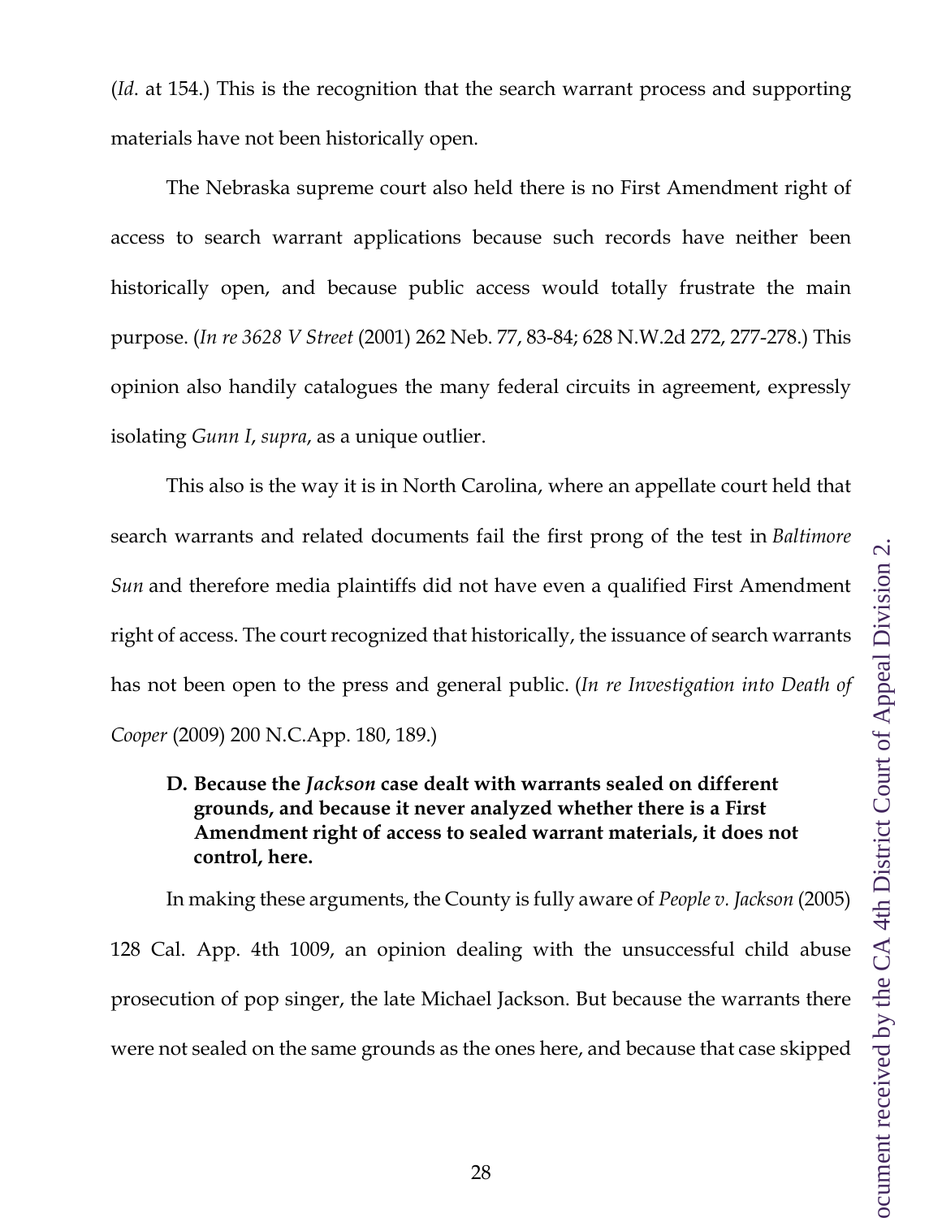(*Id*. at 154.) This is the recognition that the search warrant process and supporting materials have not been historically open.

The Nebraska supreme court also held there is no First Amendment right of access to search warrant applications because such records have neither been historically open, and because public access would totally frustrate the main purpose. (*In re 3628 V Street* (2001) 262 Neb. 77, 83-84; 628 N.W.2d 272, 277-278.) This opinion also handily catalogues the many federal circuits in agreement, expressly isolating *Gunn I*, *supra*, as a unique outlier.

This also is the way it is in North Carolina, where an appellate court held that search warrants and related documents fail the first prong of the test in *Baltimore Sun* and therefore media plaintiffs did not have even a qualified First Amendment right of access. The court recognized that historically, the issuance of search warrants has not been open to the press and general public. (*In re Investigation into Death of Cooper* (2009) 200 N.C.App. 180, 189.)

**D. Because the *Jackson* case dealt with warrants sealed on different grounds, and because it never analyzed whether there is a First Amendment right of access to sealed warrant materials, it does not control, here.**

In making these arguments, the County is fully aware of *People v. Jackson* (2005) 128 Cal. App. 4th 1009, an opinion dealing with the unsuccessful child abuse prosecution of pop singer, the late Michael Jackson. But because the warrants there were not sealed on the same grounds as the ones here, and because that case skipped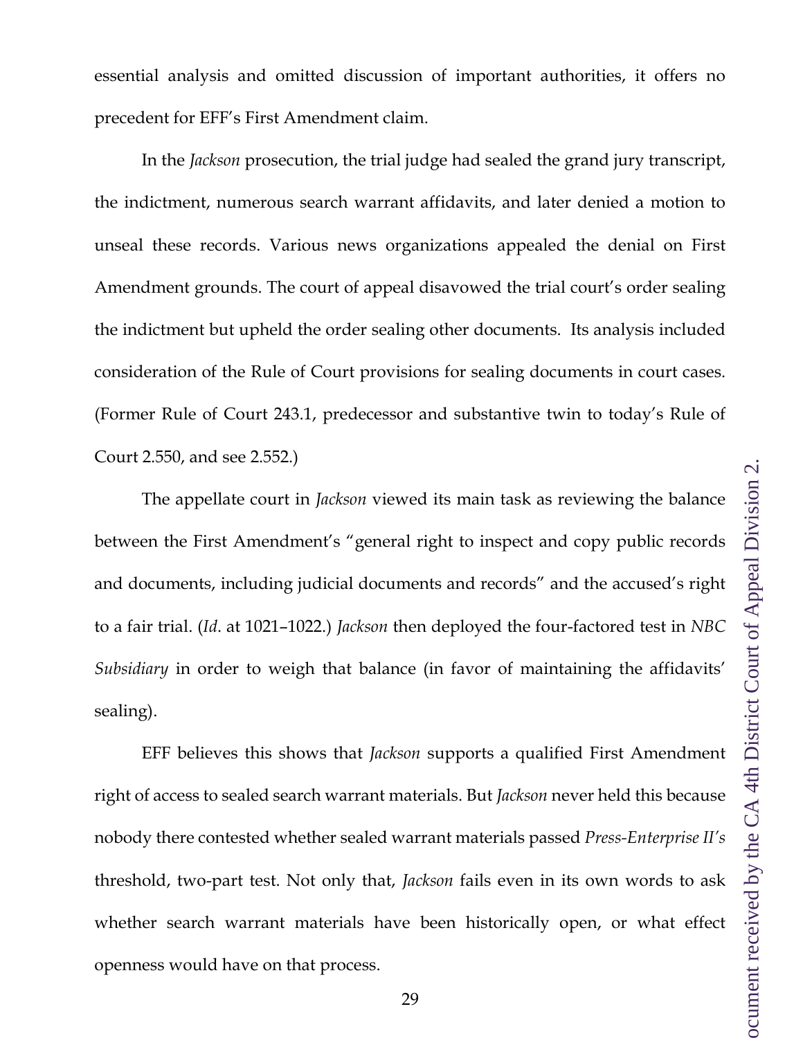essential analysis and omitted discussion of important authorities, it offers no precedent for EFF's First Amendment claim.

In the *Jackson* prosecution, the trial judge had sealed the grand jury transcript, the indictment, numerous search warrant affidavits, and later denied a motion to unseal these records. Various news organizations appealed the denial on First Amendment grounds. The court of appeal disavowed the trial court's order sealing the indictment but upheld the order sealing other documents. Its analysis included consideration of the Rule of Court provisions for sealing documents in court cases. (Former Rule of Court 243.1, predecessor and substantive twin to today's Rule of Court 2.550, and see 2.552.)

The appellate court in *Jackson* viewed its main task as reviewing the balance between the First Amendment's "general right to inspect and copy public records and documents, including judicial documents and records" and the accused's right to a fair trial. (*Id*. at 1021–1022.) *Jackson* then deployed the four-factored test in *NBC Subsidiary* in order to weigh that balance (in favor of maintaining the affidavits' sealing).

EFF believes this shows that *Jackson* supports a qualified First Amendment right of access to sealed search warrant materials. But *Jackson* never held this because nobody there contested whether sealed warrant materials passed *Press-Enterprise II's* threshold, two-part test. Not only that, *Jackson* fails even in its own words to ask whether search warrant materials have been historically open, or what effect openness would have on that process.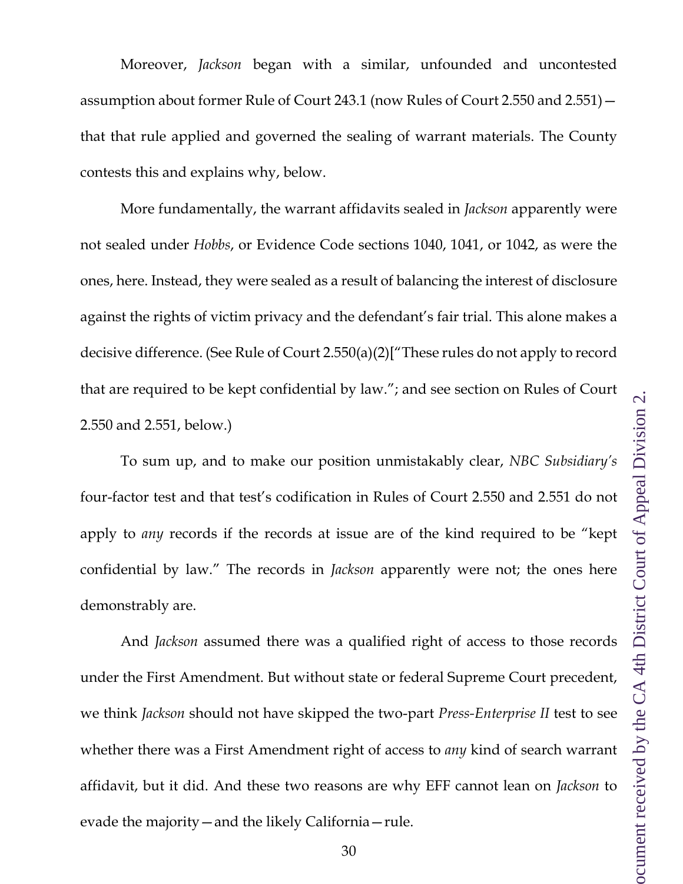Moreover, *Jackson* began with a similar, unfounded and uncontested assumption about former Rule of Court 243.1 (now Rules of Court 2.550 and 2.551)—that that rule applied and governed the sealing of warrant materials. The County contests this and explains why, below.

More fundamentally, the warrant affidavits sealed in *Jackson* apparently were not sealed under *Hobbs*, or Evidence Code sections 1040, 1041, or 1042, as were the ones, here. Instead, they were sealed as a result of balancing the interest of disclosure against the rights of victim privacy and the defendant's fair trial. This alone makes a decisive difference. (See Rule of Court 2.550(a)(2)["These rules do not apply to record that are required to be kept confidential by law."; and see section on Rules of Court 2.550 and 2.551, below.)

To sum up, and to make our position unmistakably clear, *NBC Subsidiary's* four-factor test and that test's codification in Rules of Court 2.550 and 2.551 do not apply to *any* records if the records at issue are of the kind required to be "kept confidential by law." The records in *Jackson* apparently were not; the ones here demonstrably are.

And *Jackson* assumed there was a qualified right of access to those records under the First Amendment. But without state or federal Supreme Court precedent, we think *Jackson* should not have skipped the two-part *Press-Enterprise II* test to see whether there was a First Amendment right of access to *any* kind of search warrant affidavit, but it did. And these two reasons are why EFF cannot lean on *Jackson* to evade the majority—and the likely California—rule.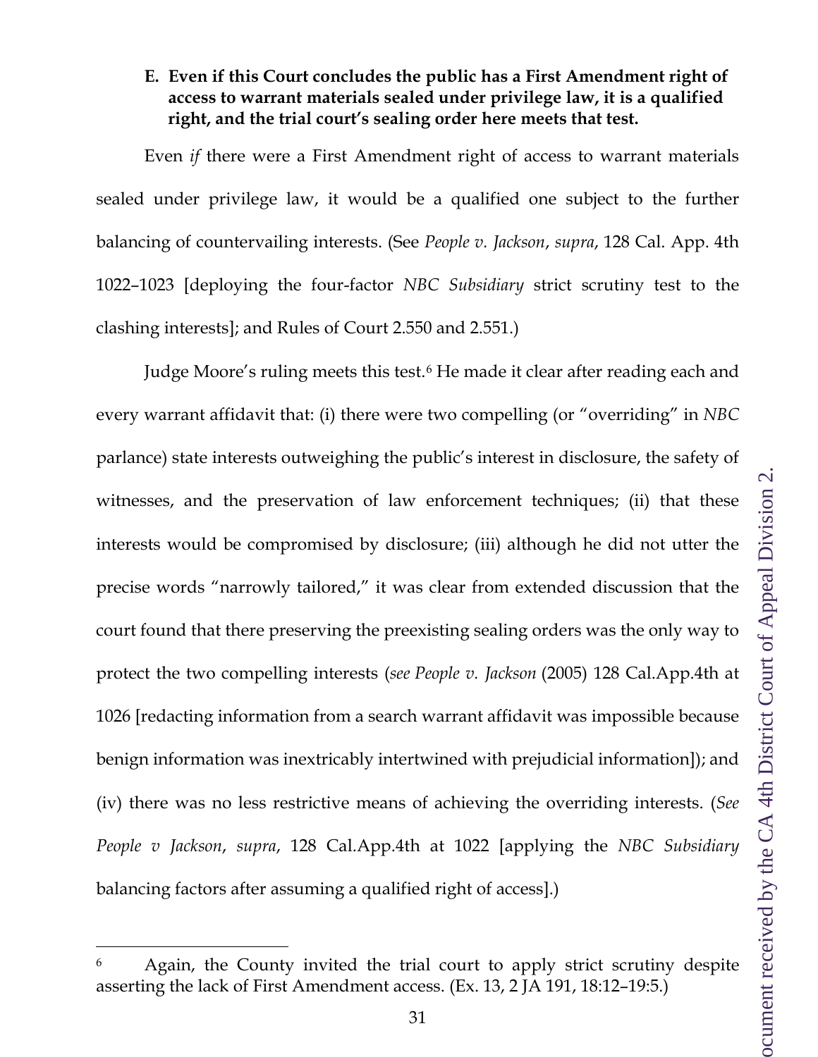**E. Even if this Court concludes the public has a First Amendment right of access to warrant materials sealed under privilege law, it is a qualified right, and the trial court's sealing order here meets that test.**

Even *if* there were a First Amendment right of access to warrant materials sealed under privilege law, it would be a qualified one subject to the further balancing of countervailing interests. (See *People v. Jackson*, *supra*, 128 Cal. App. 4th 1022–1023 [deploying the four-factor *NBC Subsidiary* strict scrutiny test to the clashing interests]; and Rules of Court 2.550 and 2.551.)

Judge Moore's ruling meets this test.[6] He made it clear after reading each and every warrant affidavit that: (i) there were two compelling (or "overriding" in *NBC* parlance) state interests outweighing the public's interest in disclosure, the safety of witnesses, and the preservation of law enforcement techniques; (ii) that these interests would be compromised by disclosure; (iii) although he did not utter the precise words "narrowly tailored," it was clear from extended discussion that the court found that there preserving the preexisting sealing orders was the only way to protect the two compelling interests (*see People v. Jackson* (2005) 128 Cal.App.4th at 1026 [redacting information from a search warrant affidavit was impossible because benign information was inextricably intertwined with prejudicial information]); and (iv) there was no less restrictive means of achieving the overriding interests. (*See People v Jackson*, *supra*, 128 Cal.App.4th at 1022 [applying the *NBC Subsidiary* balancing factors after assuming a qualified right of access].)

---

[6] Again, the County invited the trial court to apply strict scrutiny despite asserting the lack of First Amendment access. (Ex. 13, 2 JA 191, 18:12–19:5.)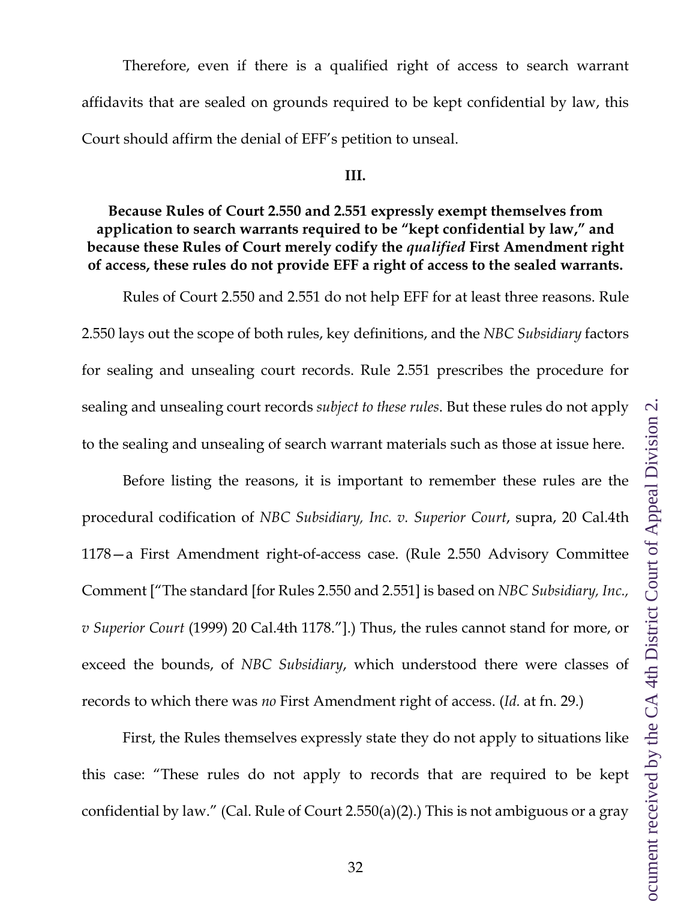Therefore, even if there is a qualified right of access to search warrant affidavits that are sealed on grounds required to be kept confidential by law, this Court should affirm the denial of EFF's petition to unseal.

## III.

**Because Rules of Court 2.550 and 2.551 expressly exempt themselves from application to search warrants required to be "kept confidential by law," and because these Rules of Court merely codify the *qualified* First Amendment right of access, these rules do not provide EFF a right of access to the sealed warrants.**

Rules of Court 2.550 and 2.551 do not help EFF for at least three reasons. Rule 2.550 lays out the scope of both rules, key definitions, and the *NBC Subsidiary* factors for sealing and unsealing court records. Rule 2.551 prescribes the procedure for sealing and unsealing court records *subject to these rules*. But these rules do not apply to the sealing and unsealing of search warrant materials such as those at issue here.

Before listing the reasons, it is important to remember these rules are the procedural codification of *NBC Subsidiary, Inc. v. Superior Court*, supra, 20 Cal.4th 1178—a First Amendment right-of-access case. (Rule 2.550 Advisory Committee Comment ["The standard [for Rules 2.550 and 2.551] is based on *NBC Subsidiary, Inc., v Superior Court* (1999) 20 Cal.4th 1178."].) Thus, the rules cannot stand for more, or exceed the bounds, of *NBC Subsidiary*, which understood there were classes of records to which there was *no* First Amendment right of access. (*Id.* at fn. 29.)

First, the Rules themselves expressly state they do not apply to situations like this case: "These rules do not apply to records that are required to be kept confidential by law." (Cal. Rule of Court 2.550(a)(2).) This is not ambiguous or a gray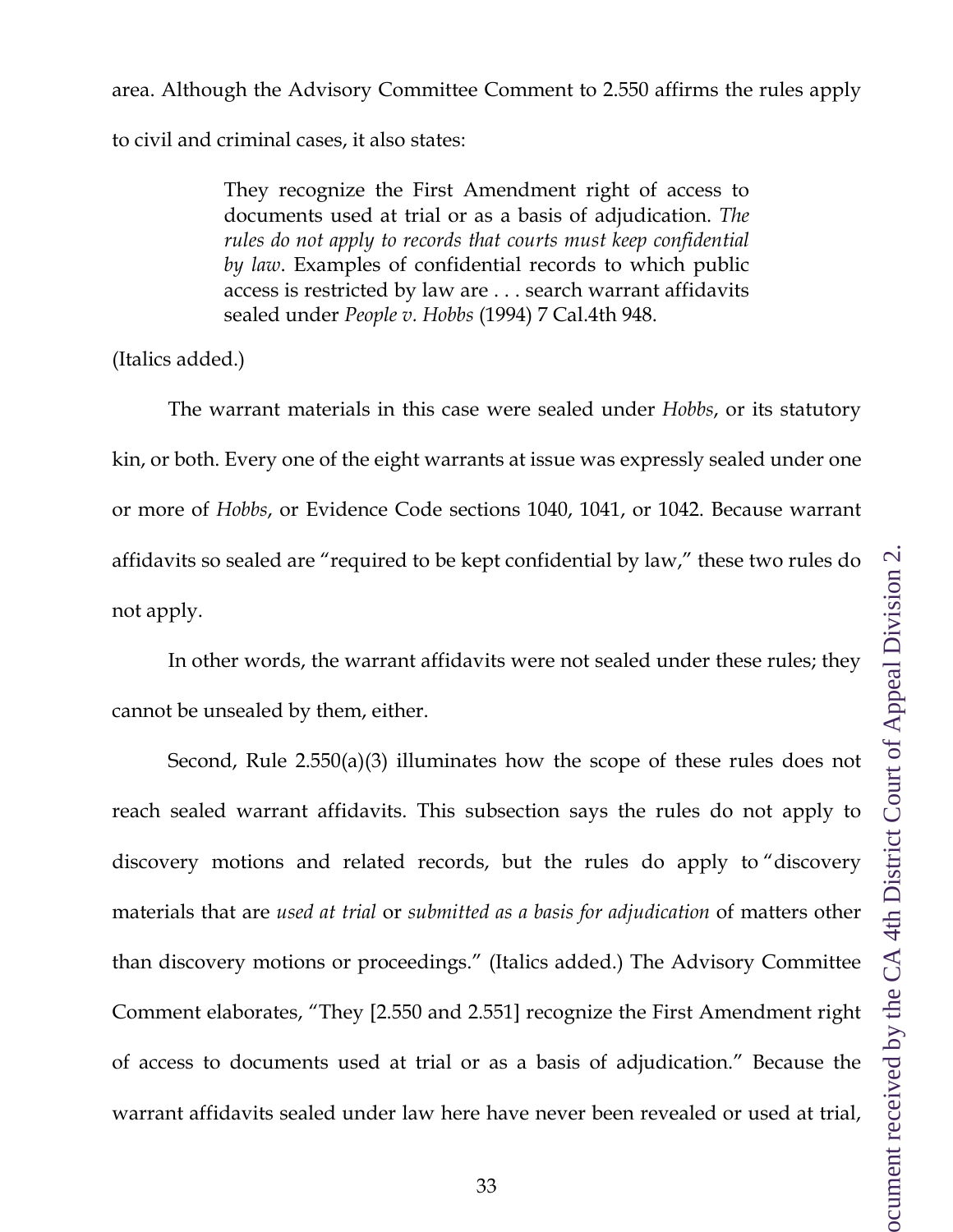area. Although the Advisory Committee Comment to 2.550 affirms the rules apply to civil and criminal cases, it also states:

> They recognize the First Amendment right of access to documents used at trial or as a basis of adjudication. *The rules do not apply to records that courts must keep confidential by law*. Examples of confidential records to which public access is restricted by law are . . . search warrant affidavits sealed under *People v. Hobbs* (1994) 7 Cal.4th 948.

(Italics added.)

The warrant materials in this case were sealed under *Hobbs*, or its statutory kin, or both. Every one of the eight warrants at issue was expressly sealed under one or more of *Hobbs*, or Evidence Code sections 1040, 1041, or 1042. Because warrant affidavits so sealed are "required to be kept confidential by law," these two rules do not apply.

In other words, the warrant affidavits were not sealed under these rules; they cannot be unsealed by them, either.

Second, Rule 2.550(a)(3) illuminates how the scope of these rules does not reach sealed warrant affidavits. This subsection says the rules do not apply to discovery motions and related records, but the rules do apply to "discovery materials that are *used at trial* or *submitted as a basis for adjudication* of matters other than discovery motions or proceedings." (Italics added.) The Advisory Committee Comment elaborates, "They [2.550 and 2.551] recognize the First Amendment right of access to documents used at trial or as a basis of adjudication." Because the warrant affidavits sealed under law here have never been revealed or used at trial,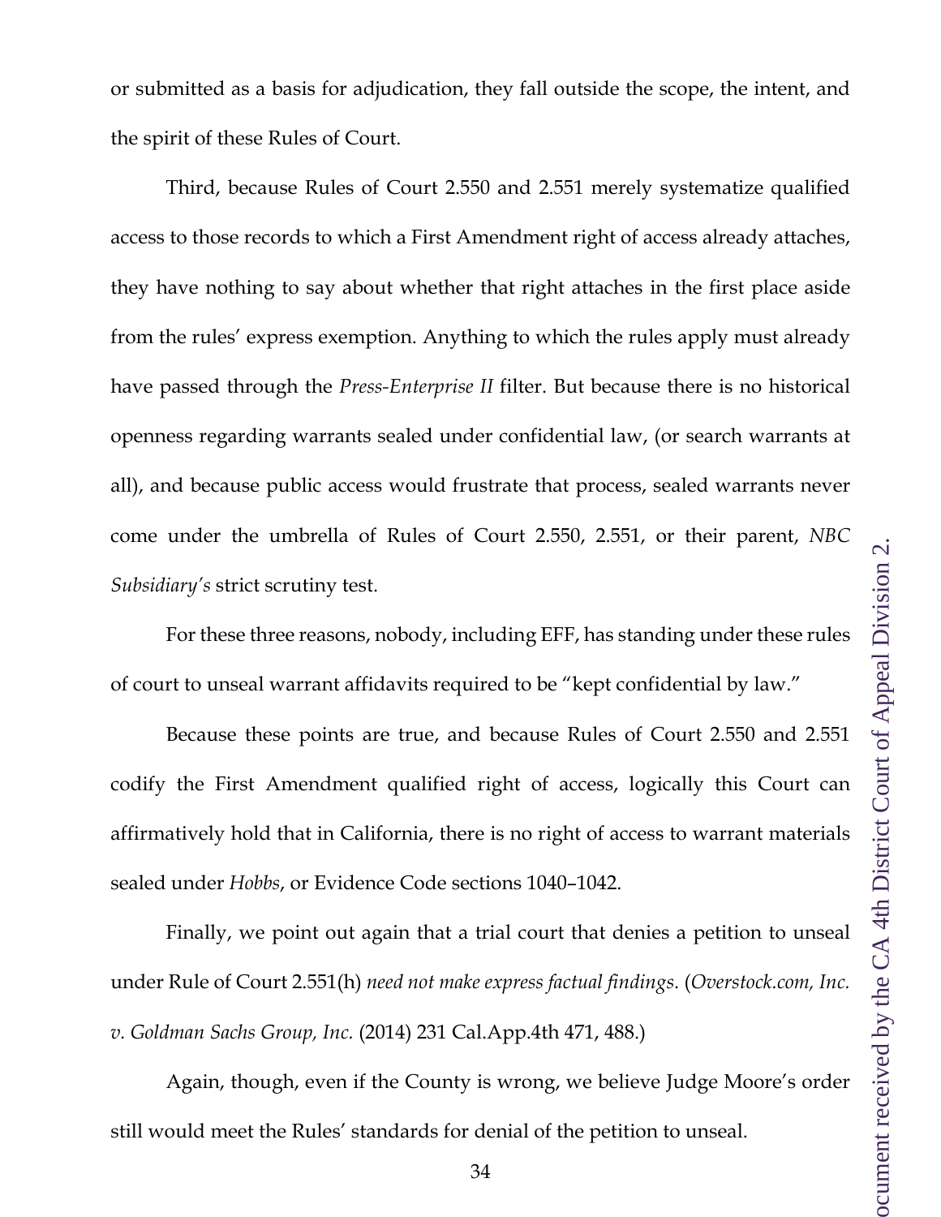or submitted as a basis for adjudication, they fall outside the scope, the intent, and the spirit of these Rules of Court.

Third, because Rules of Court 2.550 and 2.551 merely systematize qualified access to those records to which a First Amendment right of access already attaches, they have nothing to say about whether that right attaches in the first place aside from the rules' express exemption. Anything to which the rules apply must already have passed through the *Press-Enterprise II* filter. But because there is no historical openness regarding warrants sealed under confidential law, (or search warrants at all), and because public access would frustrate that process, sealed warrants never come under the umbrella of Rules of Court 2.550, 2.551, or their parent, *NBC Subsidiary's* strict scrutiny test.

For these three reasons, nobody, including EFF, has standing under these rules of court to unseal warrant affidavits required to be "kept confidential by law."

Because these points are true, and because Rules of Court 2.550 and 2.551 codify the First Amendment qualified right of access, logically this Court can affirmatively hold that in California, there is no right of access to warrant materials sealed under *Hobbs*, or Evidence Code sections 1040–1042.

Finally, we point out again that a trial court that denies a petition to unseal under Rule of Court 2.551(h) *need not make express factual findings*. (*Overstock.com, Inc. v. Goldman Sachs Group, Inc.* (2014) 231 Cal.App.4th 471, 488.)

Again, though, even if the County is wrong, we believe Judge Moore's order still would meet the Rules' standards for denial of the petition to unseal.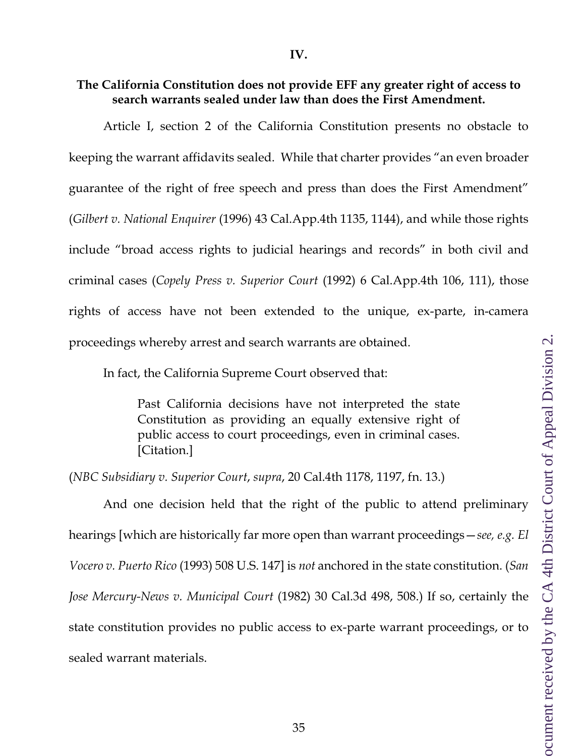## IV.

## The California Constitution does not provide EFF any greater right of access to search warrants sealed under law than does the First Amendment.

Article I, section 2 of the California Constitution presents no obstacle to keeping the warrant affidavits sealed. While that charter provides "an even broader guarantee of the right of free speech and press than does the First Amendment" (*Gilbert v. National Enquirer* (1996) 43 Cal.App.4th 1135, 1144), and while those rights include "broad access rights to judicial hearings and records" in both civil and criminal cases (*Copely Press v. Superior Court* (1992) 6 Cal.App.4th 106, 111), those rights of access have not been extended to the unique, ex-parte, in-camera proceedings whereby arrest and search warrants are obtained.

In fact, the California Supreme Court observed that:

> Past California decisions have not interpreted the state Constitution as providing an equally extensive right of public access to court proceedings, even in criminal cases. [Citation.]

(*NBC Subsidiary v. Superior Court*, *supra*, 20 Cal.4th 1178, 1197, fn. 13.)

And one decision held that the right of the public to attend preliminary hearings [which are historically far more open than warrant proceedings—*see, e.g. El Vocero v. Puerto Rico* (1993) 508 U.S. 147] is *not* anchored in the state constitution. (*San Jose Mercury-News v. Municipal Court* (1982) 30 Cal.3d 498, 508.) If so, certainly the state constitution provides no public access to ex-parte warrant proceedings, or to sealed warrant materials.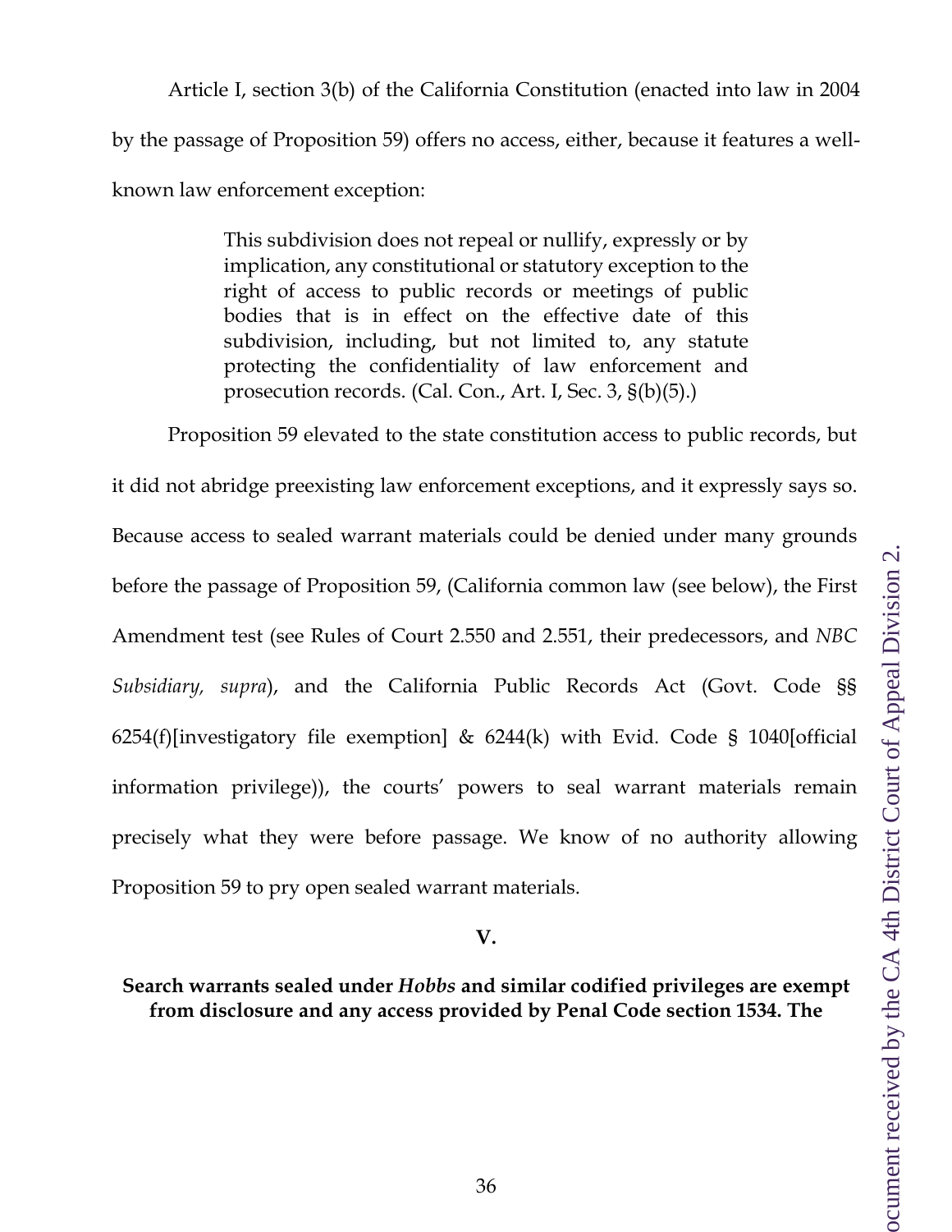Article I, section 3(b) of the California Constitution (enacted into law in 2004 by the passage of Proposition 59) offers no access, either, because it features a well-known law enforcement exception:

> This subdivision does not repeal or nullify, expressly or by implication, any constitutional or statutory exception to the right of access to public records or meetings of public bodies that is in effect on the effective date of this subdivision, including, but not limited to, any statute protecting the confidentiality of law enforcement and prosecution records. (Cal. Con., Art. I, Sec. 3, §(b)(5).)

Proposition 59 elevated to the state constitution access to public records, but it did not abridge preexisting law enforcement exceptions, and it expressly says so. Because access to sealed warrant materials could be denied under many grounds before the passage of Proposition 59, (California common law (see below), the First Amendment test (see Rules of Court 2.550 and 2.551, their predecessors, and *NBC Subsidiary, supra*), and the California Public Records Act (Govt. Code §§ 6254(f)[investigatory file exemption] & 6244(k) with Evid. Code § 1040[official information privilege)), the courts' powers to seal warrant materials remain precisely what they were before passage. We know of no authority allowing Proposition 59 to pry open sealed warrant materials.

## V.

**Search warrants sealed under *Hobbs* and similar codified privileges are exempt from disclosure and any access provided by Penal Code section 1534. The**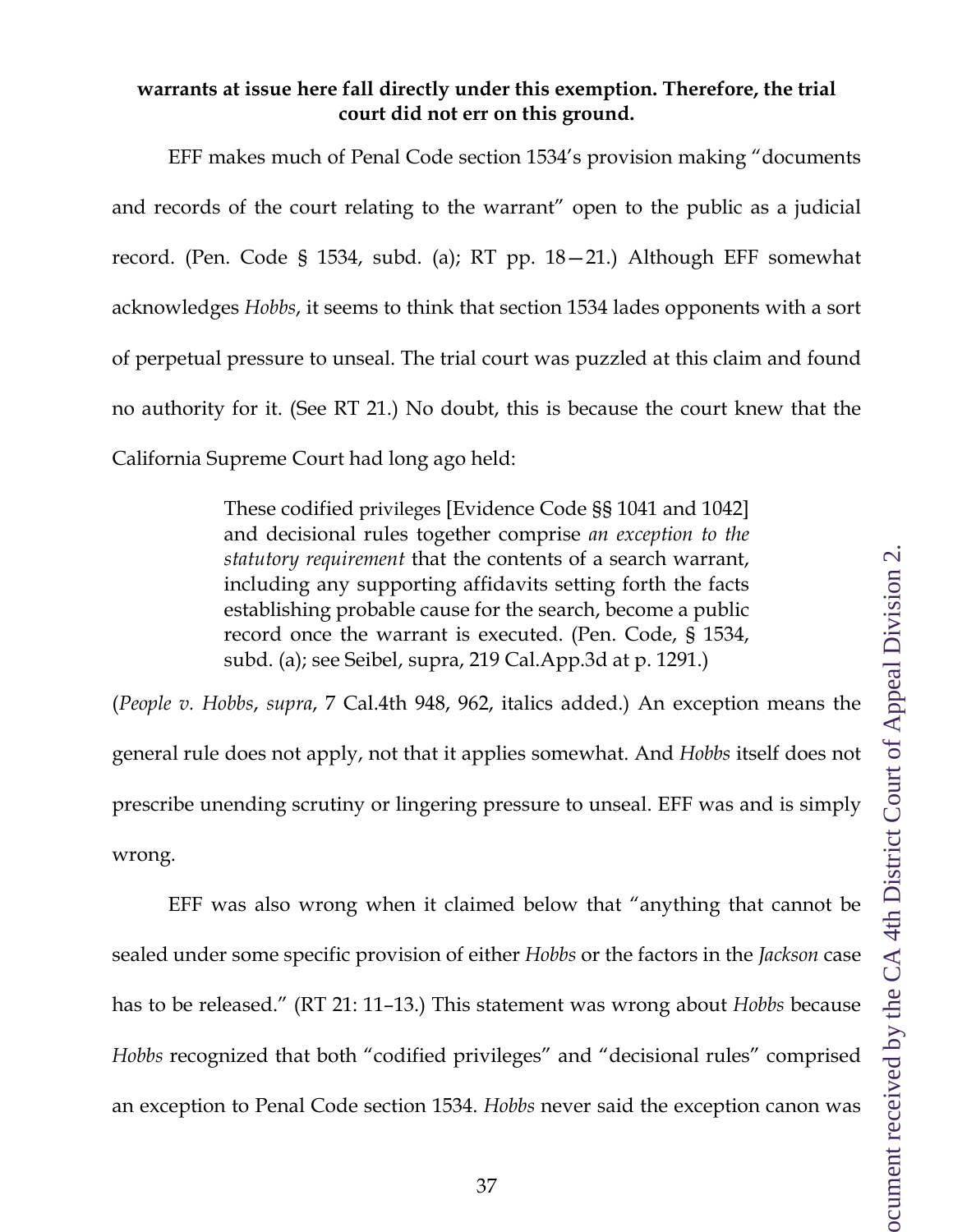**warrants at issue here fall directly under this exemption. Therefore, the trial court did not err on this ground.**

EFF makes much of Penal Code section 1534's provision making "documents and records of the court relating to the warrant" open to the public as a judicial record. (Pen. Code § 1534, subd. (a); RT pp. 18—21.) Although EFF somewhat acknowledges *Hobbs*, it seems to think that section 1534 lades opponents with a sort of perpetual pressure to unseal. The trial court was puzzled at this claim and found no authority for it. (See RT 21.) No doubt, this is because the court knew that the California Supreme Court had long ago held:

> These codified privileges [Evidence Code §§ 1041 and 1042] and decisional rules together comprise *an exception to the statutory requirement* that the contents of a search warrant, including any supporting affidavits setting forth the facts establishing probable cause for the search, become a public record once the warrant is executed. (Pen. Code, § 1534, subd. (a); see Seibel, supra, 219 Cal.App.3d at p. 1291.)

(*People v. Hobbs*, *supra*, 7 Cal.4th 948, 962, italics added.) An exception means the general rule does not apply, not that it applies somewhat. And *Hobbs* itself does not prescribe unending scrutiny or lingering pressure to unseal. EFF was and is simply wrong.

EFF was also wrong when it claimed below that "anything that cannot be sealed under some specific provision of either *Hobbs* or the factors in the *Jackson* case has to be released." (RT 21: 11–13.) This statement was wrong about *Hobbs* because *Hobbs* recognized that both "codified privileges" and "decisional rules" comprised an exception to Penal Code section 1534. *Hobbs* never said the exception canon was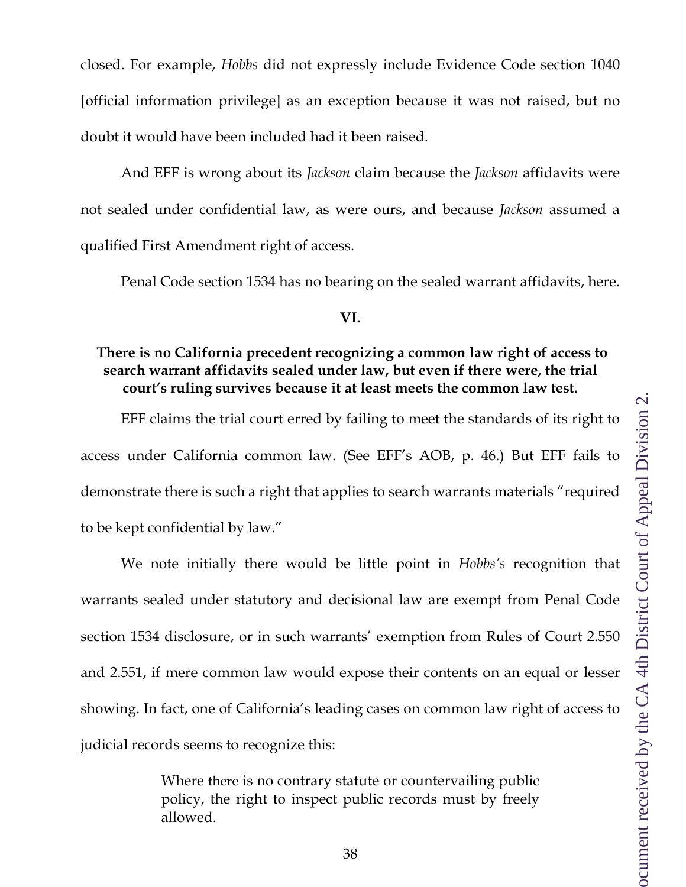closed. For example, *Hobbs* did not expressly include Evidence Code section 1040 [official information privilege] as an exception because it was not raised, but no doubt it would have been included had it been raised.

And EFF is wrong about its *Jackson* claim because the *Jackson* affidavits were not sealed under confidential law, as were ours, and because *Jackson* assumed a qualified First Amendment right of access.

Penal Code section 1534 has no bearing on the sealed warrant affidavits, here.

### VI.

### There is no California precedent recognizing a common law right of access to search warrant affidavits sealed under law, but even if there were, the trial court's ruling survives because it at least meets the common law test.

EFF claims the trial court erred by failing to meet the standards of its right to access under California common law. (See EFF's AOB, p. 46.) But EFF fails to demonstrate there is such a right that applies to search warrants materials "required to be kept confidential by law."

We note initially there would be little point in *Hobbs's* recognition that warrants sealed under statutory and decisional law are exempt from Penal Code section 1534 disclosure, or in such warrants' exemption from Rules of Court 2.550 and 2.551, if mere common law would expose their contents on an equal or lesser showing. In fact, one of California's leading cases on common law right of access to judicial records seems to recognize this:

> Where there is no contrary statute or countervailing public policy, the right to inspect public records must by freely allowed.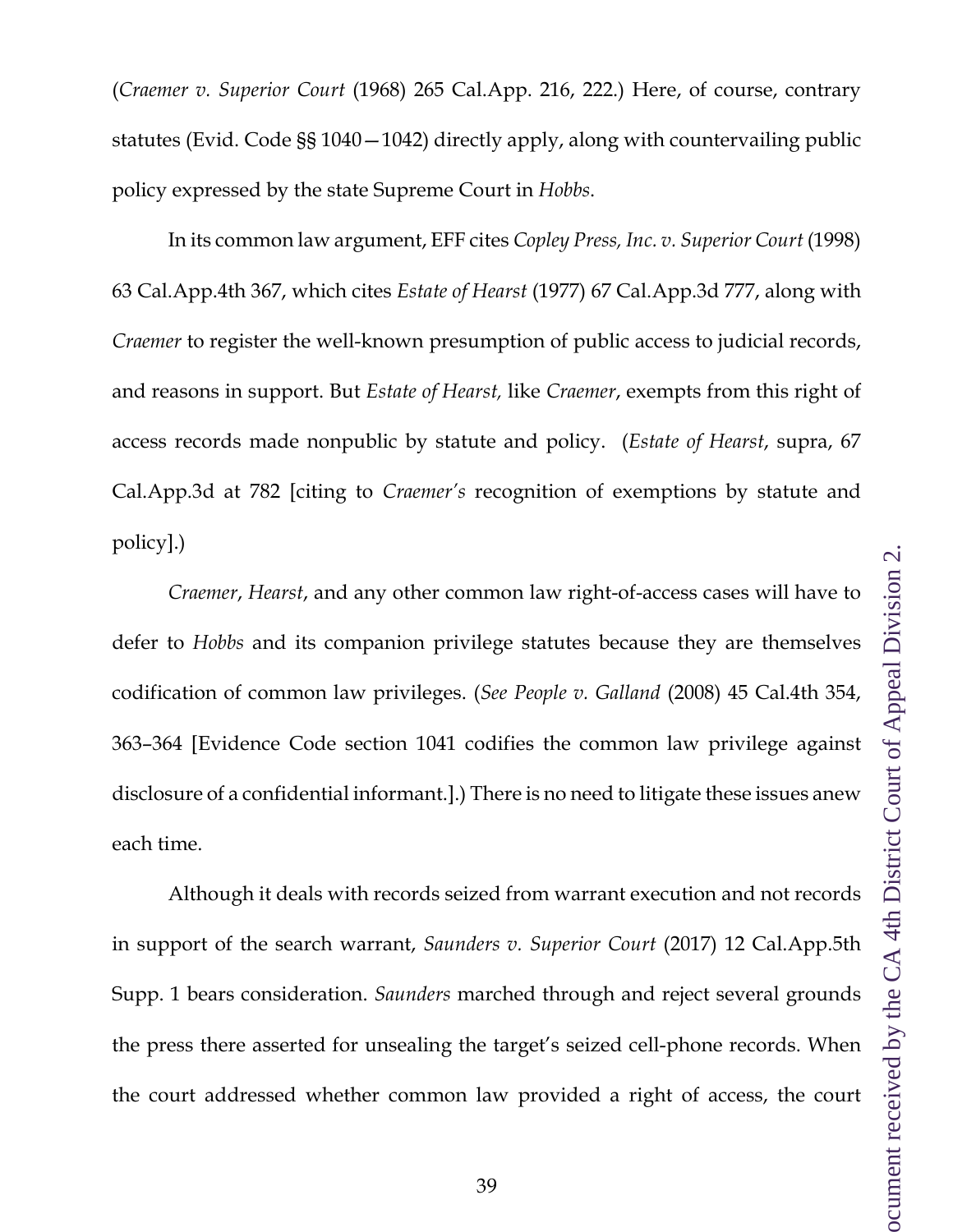(*Craemer v. Superior Court* (1968) 265 Cal.App. 216, 222.) Here, of course, contrary statutes (Evid. Code §§ 1040—1042) directly apply, along with countervailing public policy expressed by the state Supreme Court in *Hobbs*.

In its common law argument, EFF cites *Copley Press, Inc. v. Superior Court* (1998) 63 Cal.App.4th 367, which cites *Estate of Hearst* (1977) 67 Cal.App.3d 777, along with *Craemer* to register the well-known presumption of public access to judicial records, and reasons in support. But *Estate of Hearst,* like *Craemer*, exempts from this right of access records made nonpublic by statute and policy. (*Estate of Hearst*, supra, 67 Cal.App.3d at 782 [citing to *Craemer's* recognition of exemptions by statute and policy].)

*Craemer*, *Hearst*, and any other common law right-of-access cases will have to defer to *Hobbs* and its companion privilege statutes because they are themselves codification of common law privileges. (*See People v. Galland* (2008) 45 Cal.4th 354, 363–364 [Evidence Code section 1041 codifies the common law privilege against disclosure of a confidential informant.].) There is no need to litigate these issues anew each time.

Although it deals with records seized from warrant execution and not records in support of the search warrant, *Saunders v. Superior Court* (2017) 12 Cal.App.5th Supp. 1 bears consideration. *Saunders* marched through and reject several grounds the press there asserted for unsealing the target's seized cell-phone records. When the court addressed whether common law provided a right of access, the court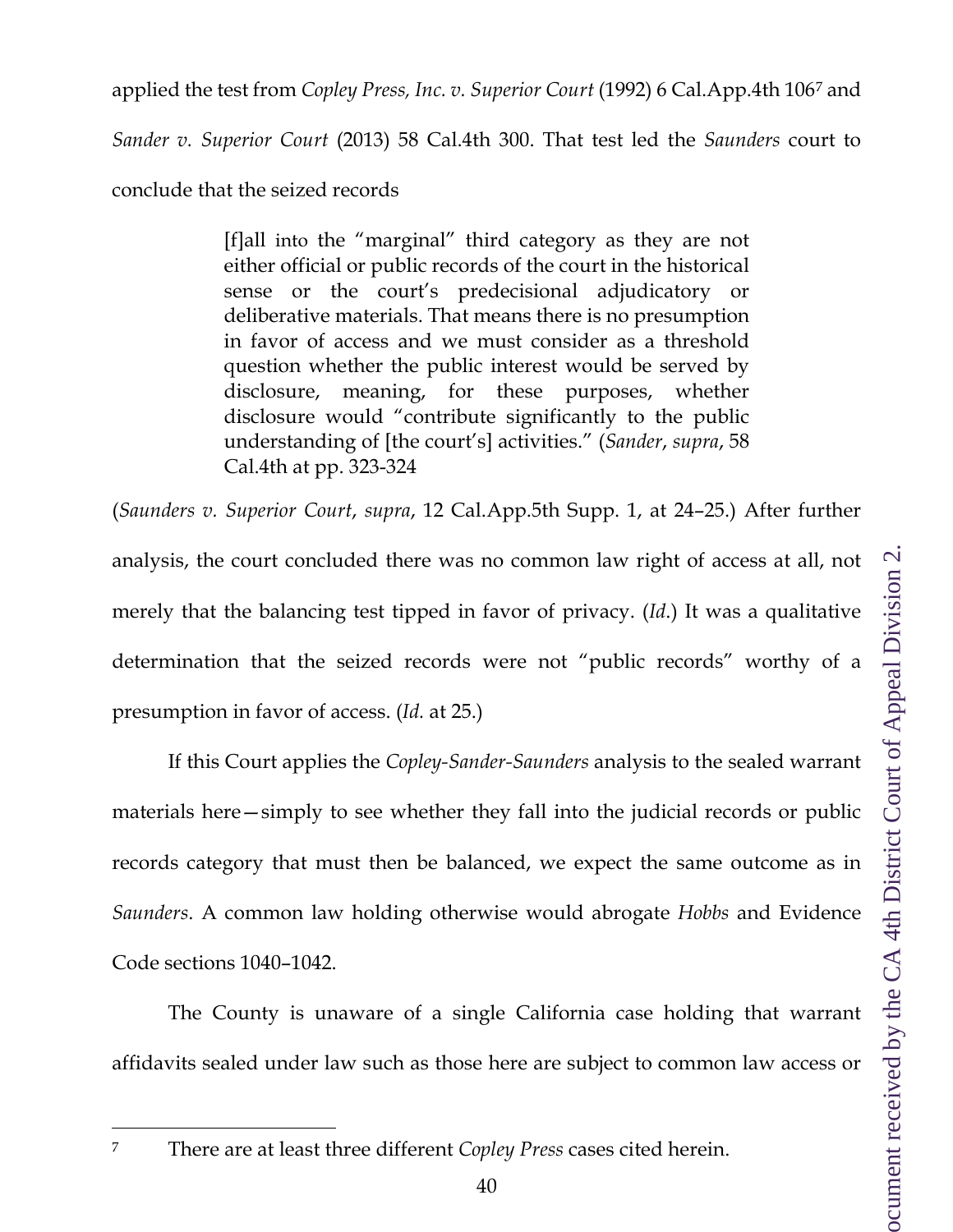applied the test from *Copley Press, Inc. v. Superior Court* (1992) 6 Cal.App.4th 106[7] and *Sander v. Superior Court* (2013) 58 Cal.4th 300. That test led the *Saunders* court to conclude that the seized records

> [f]all into the "marginal" third category as they are not either official or public records of the court in the historical sense or the court's predecisional adjudicatory or deliberative materials. That means there is no presumption in favor of access and we must consider as a threshold question whether the public interest would be served by disclosure, meaning, for these purposes, whether disclosure would "contribute significantly to the public understanding of [the court's] activities." (*Sander*, *supra*, 58 Cal.4th at pp. 323-324

(*Saunders v. Superior Court*, *supra*, 12 Cal.App.5th Supp. 1, at 24–25.) After further analysis, the court concluded there was no common law right of access at all, not merely that the balancing test tipped in favor of privacy. (*Id*.) It was a qualitative determination that the seized records were not "public records" worthy of a presumption in favor of access. (*Id.* at 25.)

If this Court applies the *Copley-Sander-Saunders* analysis to the sealed warrant materials here—simply to see whether they fall into the judicial records or public records category that must then be balanced, we expect the same outcome as in *Saunders*. A common law holding otherwise would abrogate *Hobbs* and Evidence Code sections 1040–1042.

The County is unaware of a single California case holding that warrant affidavits sealed under law such as those here are subject to common law access or

---

[7] There are at least three different *Copley Press* cases cited herein.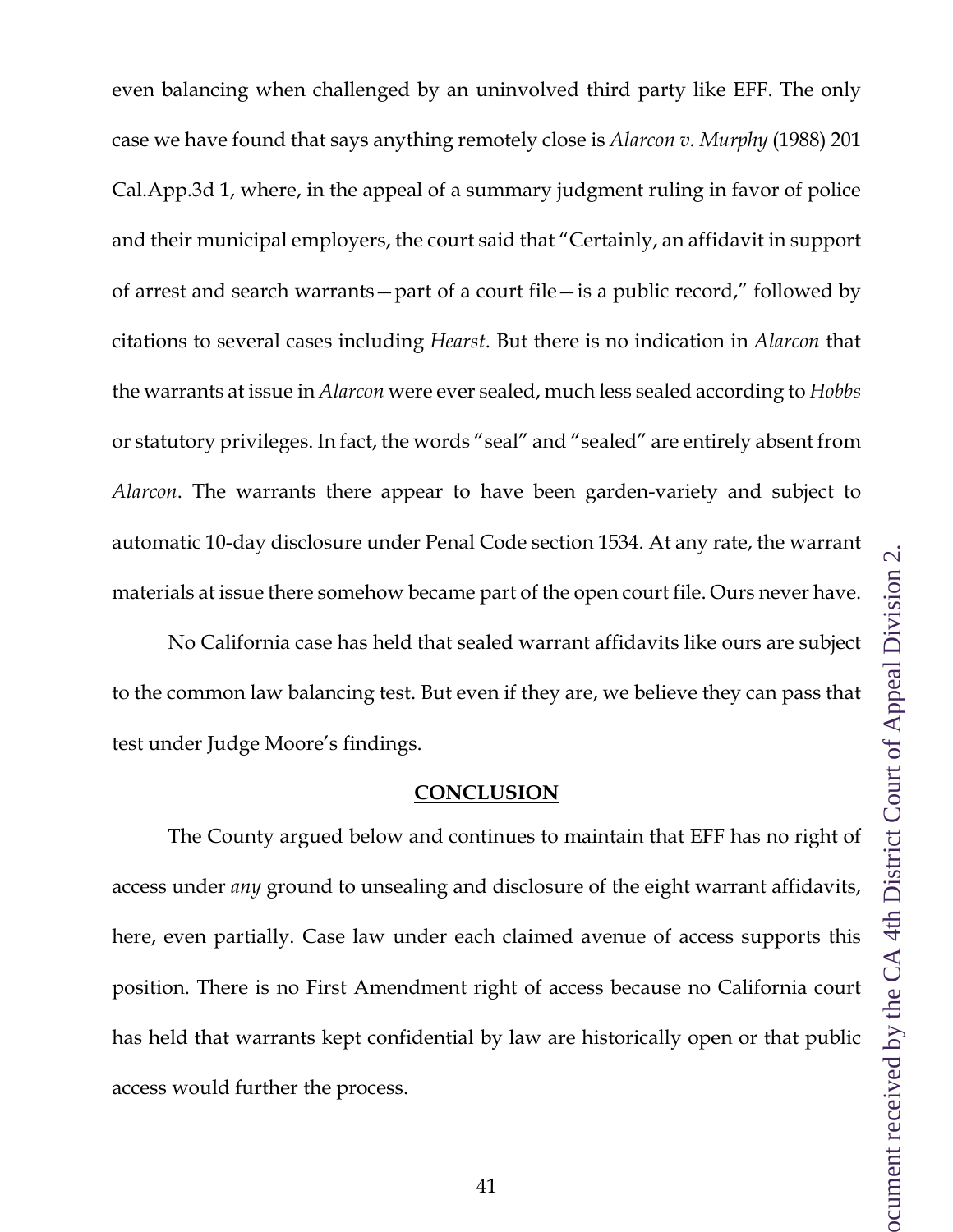even balancing when challenged by an uninvolved third party like EFF. The only case we have found that says anything remotely close is *Alarcon v. Murphy* (1988) 201 Cal.App.3d 1, where, in the appeal of a summary judgment ruling in favor of police and their municipal employers, the court said that "Certainly, an affidavit in support of arrest and search warrants—part of a court file—is a public record," followed by citations to several cases including *Hearst*. But there is no indication in *Alarcon* that the warrants at issue in *Alarcon* were ever sealed, much less sealed according to *Hobbs* or statutory privileges. In fact, the words "seal" and "sealed" are entirely absent from *Alarcon*. The warrants there appear to have been garden-variety and subject to automatic 10-day disclosure under Penal Code section 1534. At any rate, the warrant materials at issue there somehow became part of the open court file. Ours never have.

No California case has held that sealed warrant affidavits like ours are subject to the common law balancing test. But even if they are, we believe they can pass that test under Judge Moore's findings.

## CONCLUSION

The County argued below and continues to maintain that EFF has no right of access under *any* ground to unsealing and disclosure of the eight warrant affidavits, here, even partially. Case law under each claimed avenue of access supports this position. There is no First Amendment right of access because no California court has held that warrants kept confidential by law are historically open or that public access would further the process.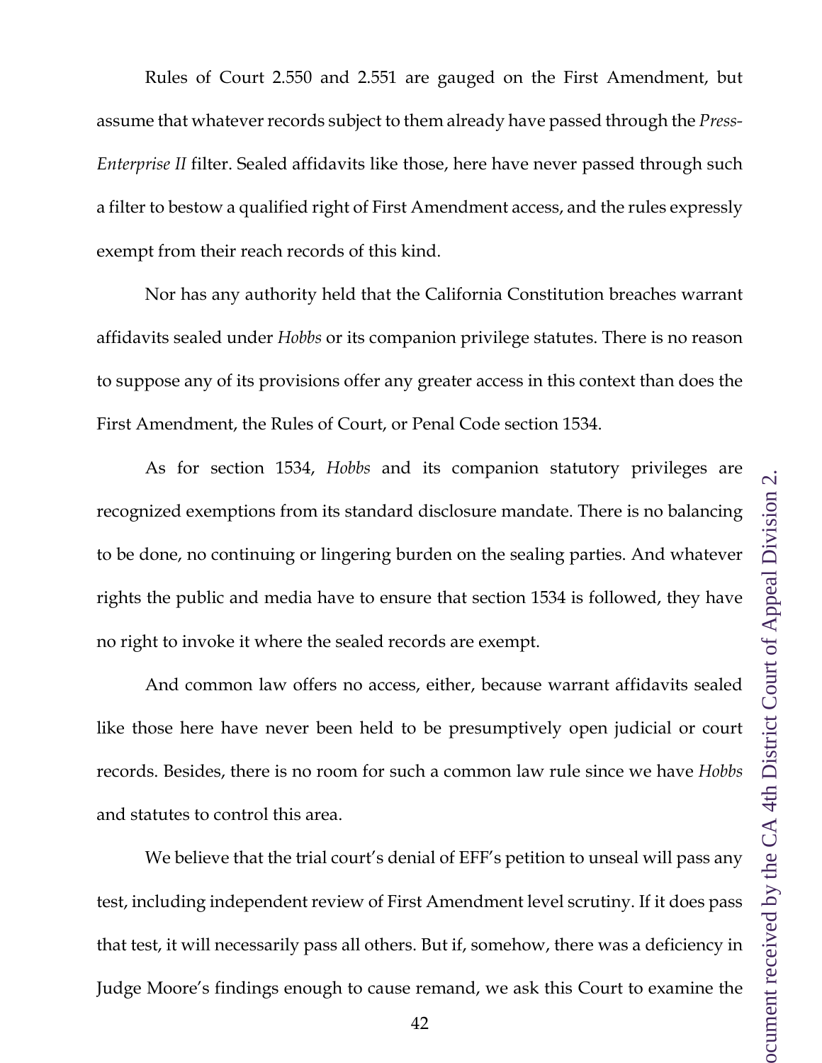Rules of Court 2.550 and 2.551 are gauged on the First Amendment, but assume that whatever records subject to them already have passed through the *Press-Enterprise II* filter. Sealed affidavits like those, here have never passed through such a filter to bestow a qualified right of First Amendment access, and the rules expressly exempt from their reach records of this kind.

Nor has any authority held that the California Constitution breaches warrant affidavits sealed under *Hobbs* or its companion privilege statutes. There is no reason to suppose any of its provisions offer any greater access in this context than does the First Amendment, the Rules of Court, or Penal Code section 1534.

As for section 1534, *Hobbs* and its companion statutory privileges are recognized exemptions from its standard disclosure mandate. There is no balancing to be done, no continuing or lingering burden on the sealing parties. And whatever rights the public and media have to ensure that section 1534 is followed, they have no right to invoke it where the sealed records are exempt.

And common law offers no access, either, because warrant affidavits sealed like those here have never been held to be presumptively open judicial or court records. Besides, there is no room for such a common law rule since we have *Hobbs* and statutes to control this area.

We believe that the trial court's denial of EFF's petition to unseal will pass any test, including independent review of First Amendment level scrutiny. If it does pass that test, it will necessarily pass all others. But if, somehow, there was a deficiency in Judge Moore's findings enough to cause remand, we ask this Court to examine the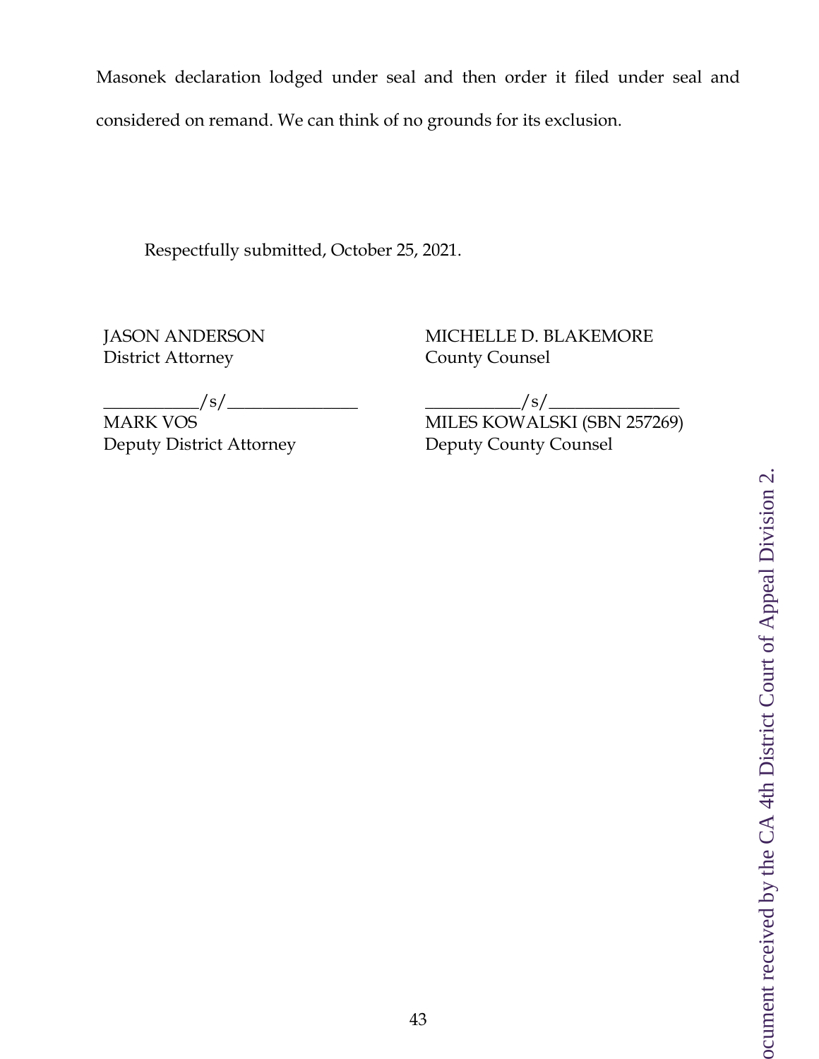Masonek declaration lodged under seal and then order it filed under seal and considered on remand. We can think of no grounds for its exclusion.

Respectfully submitted, October 25, 2021.

JASON ANDERSON
District Attorney

___________/s/_______________
MARK VOS
Deputy District Attorney

MICHELLE D. BLAKEMORE
County Counsel

___________/s/_______________
MILES KOWALSKI (SBN 257269)
Deputy County Counsel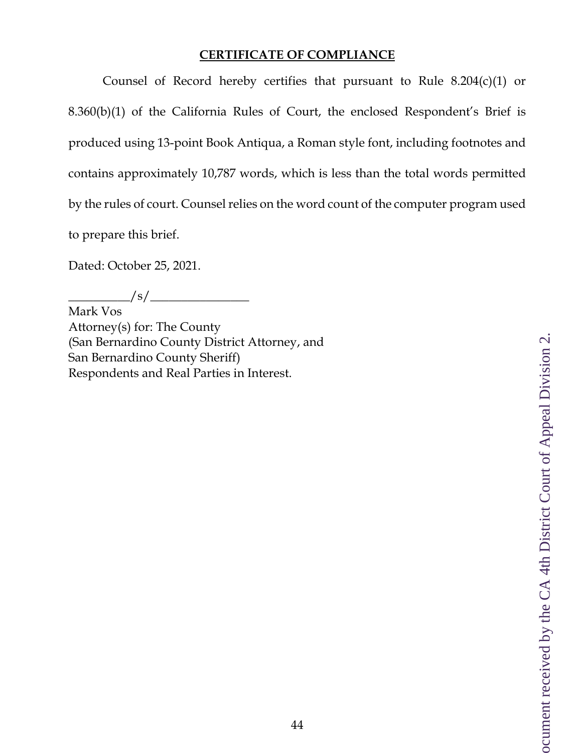**CERTIFICATE OF COMPLIANCE**

Counsel of Record hereby certifies that pursuant to Rule 8.204(c)(1) or 8.360(b)(1) of the California Rules of Court, the enclosed Respondent's Brief is produced using 13-point Book Antiqua, a Roman style font, including footnotes and contains approximately 10,787 words, which is less than the total words permitted by the rules of court. Counsel relies on the word count of the computer program used to prepare this brief.

Dated: October 25, 2021.

__________/s/________________
Mark Vos
Attorney(s) for: The County
(San Bernardino County District Attorney, and
San Bernardino County Sheriff)
Respondents and Real Parties in Interest.